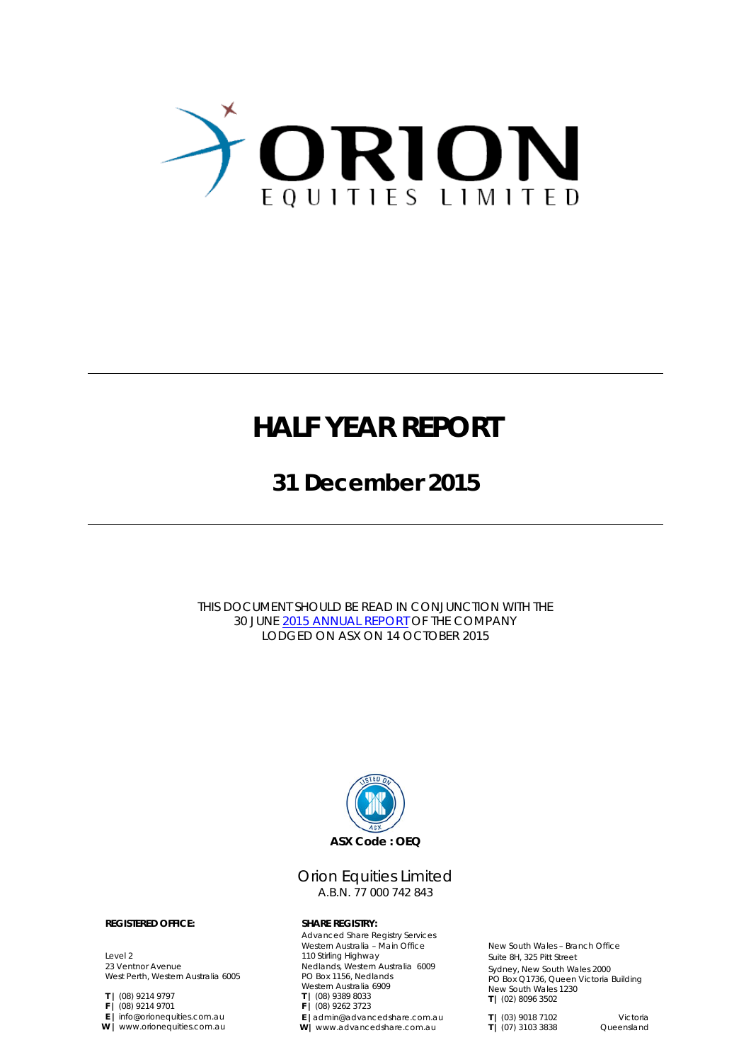# ORION EQUITIES LIMITED

# HALF YEAR REPORT

## 31 December 2015

THIS DOCUMENT SHOULD BE READ IN CONJUNCTION WITH THE 30 JUNE 2015 ANNUAL REPORT OF THE COMPANY LODGED ON ASX ON 14 OCTOBER 2015

**ASX Code : OEQ**

Orion Equities Limited
A.B.N. 77 000 742 843

**REGISTERED OFFICE:**

Level 2
23 Ventnor Avenue
West Perth, Western Australia 6005

**T |** (08) 9214 9797
**F |** (08) 9214 9701
**E |** info@orionequities.com.au
**W |** www.orionequities.com.au

**SHARE REGISTRY:**

Advanced Share Registry Services
Western Australia – Main Office
110 Stirling Highway
Nedlands, Western Australia 6009
PO Box 1156, Nedlands
Western Australia 6909
**T |** (08) 9389 8033
**F |** (08) 9262 3723
**E |** admin@advancedshare.com.au
**W |** www.advancedshare.com.au

New South Wales – Branch Office
Suite 8H, 325 Pitt Street
Sydney, New South Wales 2000
PO Box Q1736, Queen Victoria Building
New South Wales 1230
**T |** (02) 8096 3502

**T |** (03) 9018 7102 Victoria
**T |** (07) 3103 3838 Queensland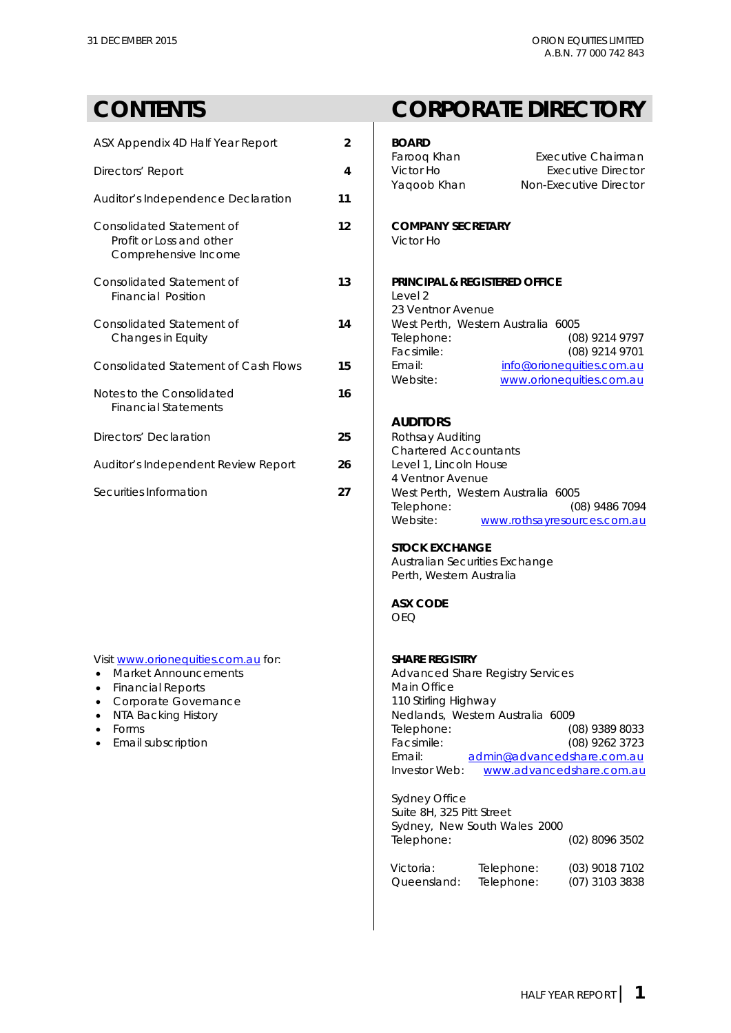# CONTENTS

| | |
|---|---|
| ASX Appendix 4D Half Year Report | 2 |
| Directors' Report | 4 |
| Auditor's Independence Declaration | 11 |
| Consolidated Statement of Profit or Loss and other Comprehensive Income | 12 |
| Consolidated Statement of Financial Position | 13 |
| Consolidated Statement of Changes in Equity | 14 |
| Consolidated Statement of Cash Flows | 15 |
| Notes to the Consolidated Financial Statements | 16 |
| Directors' Declaration | 25 |
| Auditor's Independent Review Report | 26 |
| Securities Information | 27 |

Visit www.orionequities.com.au for:

- Market Announcements
- Financial Reports
- Corporate Governance
- NTA Backing History
- Forms
- Email subscription

# CORPORATE DIRECTORY

**BOARD**

| | |
|---|---|
| Farooq Khan | Executive Chairman |
| Victor Ho | Executive Director |
| Yaqoob Khan | Non-Executive Director |

**COMPANY SECRETARY**

Victor Ho

**PRINCIPAL & REGISTERED OFFICE**

Level 2
23 Ventnor Avenue
West Perth, Western Australia 6005

| | |
|---|---|
| Telephone: | (08) 9214 9797 |
| Facsimile: | (08) 9214 9701 |
| Email: | info@orionequities.com.au |
| Website: | www.orionequities.com.au |

**AUDITORS**

Rothsay Auditing
Chartered Accountants
Level 1, Lincoln House
4 Ventnor Avenue
West Perth, Western Australia 6005

| | |
|---|---|
| Telephone: | (08) 9486 7094 |
| Website: | www.rothsayresources.com.au |

**STOCK EXCHANGE**

Australian Securities Exchange
Perth, Western Australia

**ASX CODE**

OEQ

**SHARE REGISTRY**

Advanced Share Registry Services
Main Office
110 Stirling Highway
Nedlands, Western Australia 6009

| | |
|---|---|
| Telephone: | (08) 9389 8033 |
| Facsimile: | (08) 9262 3723 |
| Email: | admin@advancedshare.com.au |
| Investor Web: | www.advancedshare.com.au |

Sydney Office
Suite 8H, 325 Pitt Street
Sydney, New South Wales 2000

| | |
|---|---|
| Telephone: | (02) 8096 3502 |

| | | |
|---|---|---|
| Victoria: | Telephone: | (03) 9018 7102 |
| Queensland: | Telephone: | (07) 3103 3838 |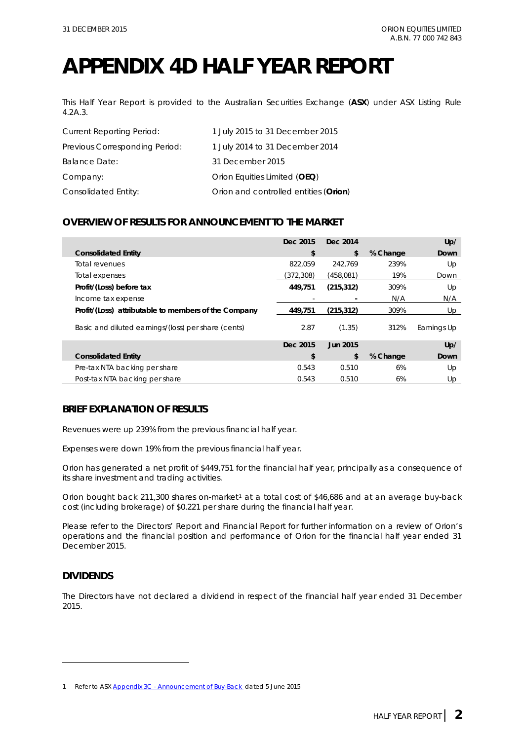# APPENDIX 4D HALF YEAR REPORT

This Half Year Report is provided to the Australian Securities Exchange (**ASX**) under ASX Listing Rule 4.2A.3.

| | |
|---|---|
| Current Reporting Period: | 1 July 2015 to 31 December 2015 |
| Previous Corresponding Period: | 1 July 2014 to 31 December 2014 |
| Balance Date: | 31 December 2015 |
| Company: | Orion Equities Limited (**OEQ**) |
| Consolidated Entity: | Orion and controlled entities (**Orion**) |

## OVERVIEW OF RESULTS FOR ANNOUNCEMENT TO THE MARKET

| **Consolidated Entity** | **Dec 2015 $** | **Dec 2014 $** | **% Change** | **Up/ Down** |
|---|---|---|---|---|
| Total revenues | 822,059 | 242,769 | 239% | Up |
| Total expenses | (372,308) | (458,081) | 19% | Down |
| **Profit/(Loss) before tax** | **449,751** | **(215,312)** | 309% | Up |
| Income tax expense | - | - | N/A | N/A |
| **Profit/(Loss) attributable to members of the Company** | **449,751** | **(215,312)** | 309% | Up |
| Basic and diluted earnings/(loss) per share (cents) | 2.87 | (1.35) | 312% | Earnings Up |

| **Consolidated Entity** | **Dec 2015 $** | **Jun 2015 $** | **% Change** | **Up/ Down** |
|---|---|---|---|---|
| Pre-tax NTA backing per share | 0.543 | 0.510 | 6% | Up |
| Post-tax NTA backing per share | 0.543 | 0.510 | 6% | Up |

## BRIEF EXPLANATION OF RESULTS

Revenues were up 239% from the previous financial half year.

Expenses were down 19% from the previous financial half year.

Orion has generated a net profit of $449,751 for the financial half year, principally as a consequence of its share investment and trading activities.

Orion bought back 211,300 shares on-market[1] at a total cost of $46,686 and at an average buy-back cost (including brokerage) of $0.221 per share during the financial half year.

Please refer to the Directors' Report and Financial Report for further information on a review of Orion's operations and the financial position and performance of Orion for the financial half year ended 31 December 2015.

## DIVIDENDS

The Directors have not declared a dividend in respect of the financial half year ended 31 December 2015.

---

1 Refer to ASX Appendix 3C - Announcement of Buy-Back dated 5 June 2015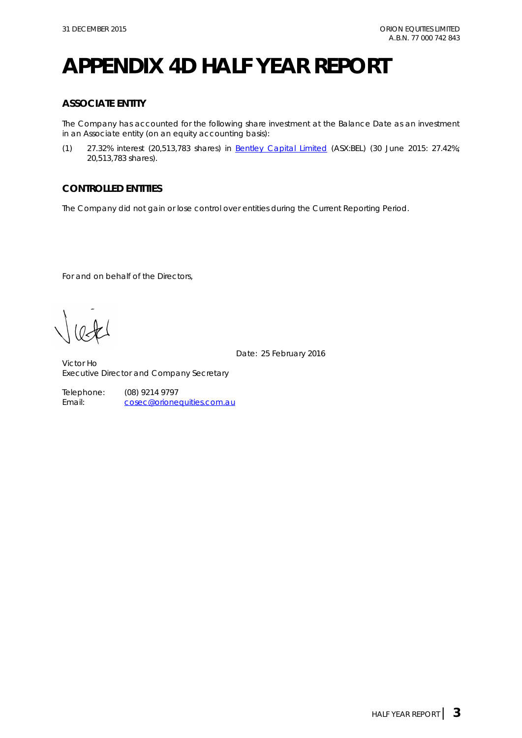# APPENDIX 4D HALF YEAR REPORT

## ASSOCIATE ENTITY

The Company has accounted for the following share investment at the Balance Date as an investment in an Associate entity (on an equity accounting basis):

(1) 27.32% interest (20,513,783 shares) in Bentley Capital Limited (ASX:BEL) (30 June 2015: 27.42%; 20,513,783 shares).

## CONTROLLED ENTITIES

The Company did not gain or lose control over entities during the Current Reporting Period.

For and on behalf of the Directors,

Date: 25 February 2016

Victor Ho
Executive Director and Company Secretary

Telephone: (08) 9214 9797
Email: cosec@orionequities.com.au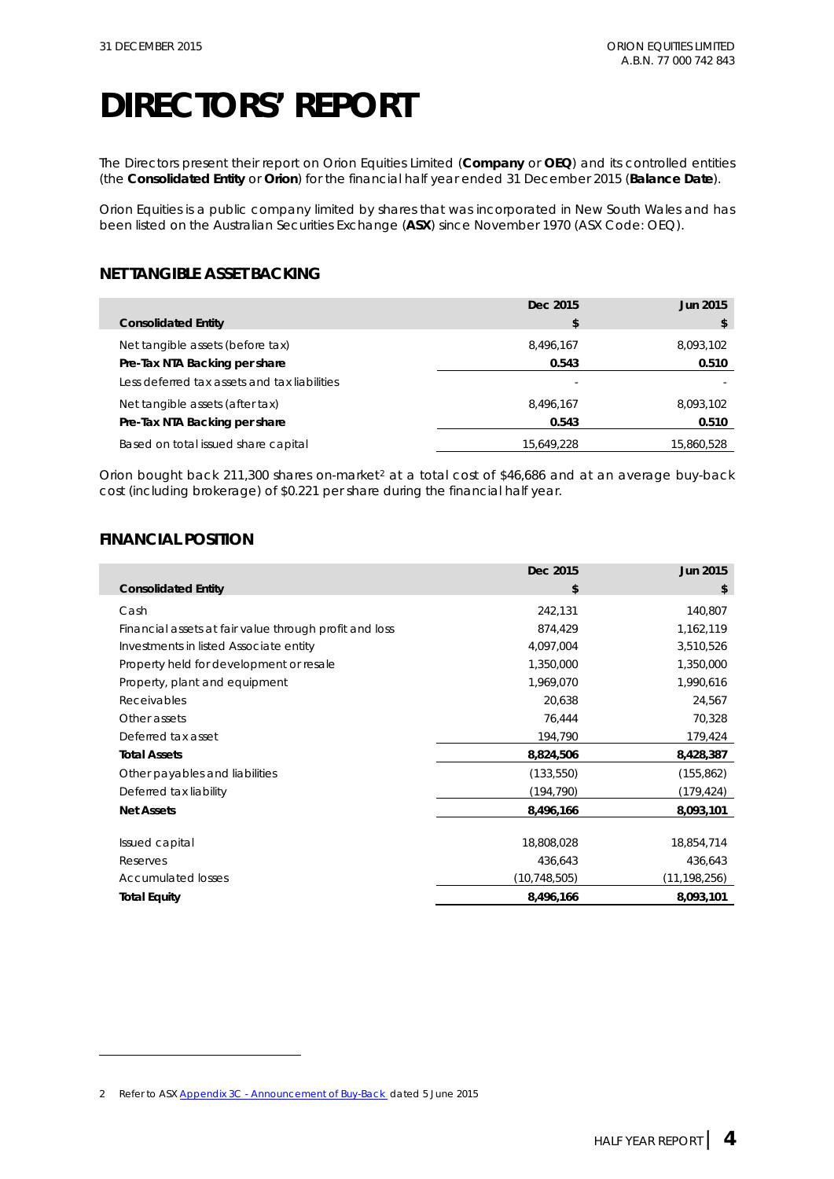# DIRECTORS' REPORT

The Directors present their report on Orion Equities Limited (**Company** or **OEQ**) and its controlled entities (the **Consolidated Entity** or **Orion**) for the financial half year ended 31 December 2015 (**Balance Date**).

Orion Equities is a public company limited by shares that was incorporated in New South Wales and has been listed on the Australian Securities Exchange (**ASX**) since November 1970 (ASX Code: OEQ).

## NET TANGIBLE ASSET BACKING

| Consolidated Entity | Dec 2015 $ | Jun 2015 $ |
|---|---|---|
| Net tangible assets (before tax) | 8,496,167 | 8,093,102 |
| **Pre-Tax NTA Backing per share** | **0.543** | **0.510** |
| Less deferred tax assets and tax liabilities | - | - |
| Net tangible assets (after tax) | 8,496,167 | 8,093,102 |
| **Pre-Tax NTA Backing per share** | **0.543** | **0.510** |
| Based on total issued share capital | 15,649,228 | 15,860,528 |

Orion bought back 211,300 shares on-market[2] at a total cost of $46,686 and at an average buy-back cost (including brokerage) of $0.221 per share during the financial half year.

## FINANCIAL POSITION

| Consolidated Entity | Dec 2015 $ | Jun 2015 $ |
|---|---|---|
| Cash | 242,131 | 140,807 |
| Financial assets at fair value through profit and loss | 874,429 | 1,162,119 |
| Investments in listed Associate entity | 4,097,004 | 3,510,526 |
| Property held for development or resale | 1,350,000 | 1,350,000 |
| Property, plant and equipment | 1,969,070 | 1,990,616 |
| Receivables | 20,638 | 24,567 |
| Other assets | 76,444 | 70,328 |
| Deferred tax asset | 194,790 | 179,424 |
| **Total Assets** | **8,824,506** | **8,428,387** |
| Other payables and liabilities | (133,550) | (155,862) |
| Deferred tax liability | (194,790) | (179,424) |
| **Net Assets** | **8,496,166** | **8,093,101** |
| | | |
| Issued capital | 18,808,028 | 18,854,714 |
| Reserves | 436,643 | 436,643 |
| Accumulated losses | (10,748,505) | (11,198,256) |
| **Total Equity** | **8,496,166** | **8,093,101** |

2 Refer to ASX Appendix 3C - Announcement of Buy-Back dated 5 June 2015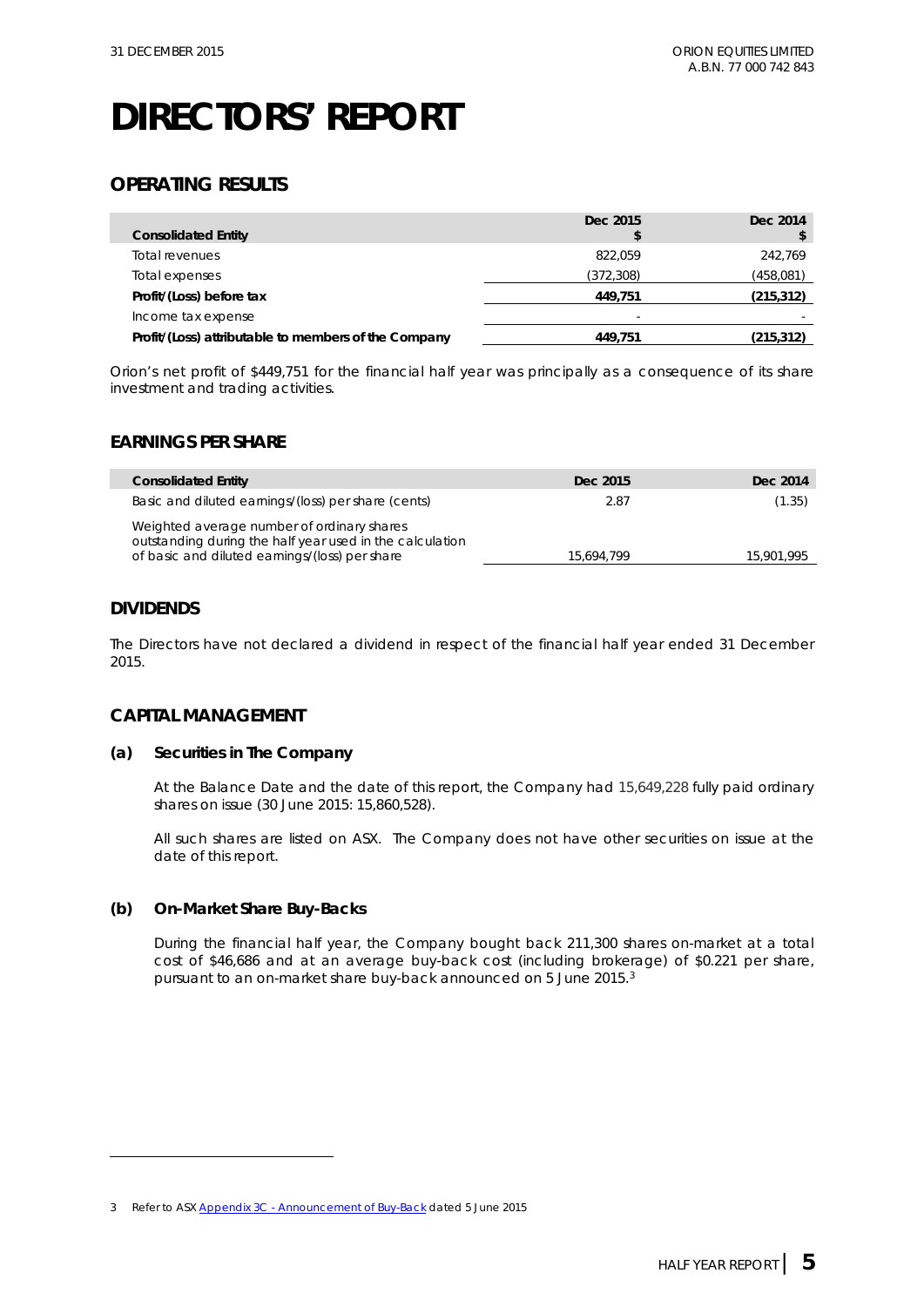# DIRECTORS' REPORT

## OPERATING RESULTS

| Consolidated Entity | Dec 2015 $ | Dec 2014 $ |
|---|---|---|
| Total revenues | 822,059 | 242,769 |
| Total expenses | (372,308) | (458,081) |
| **Profit/(Loss) before tax** | **449,751** | **(215,312)** |
| Income tax expense | - | - |
| **Profit/(Loss) attributable to members of the Company** | **449,751** | **(215,312)** |

Orion's net profit of $449,751 for the financial half year was principally as a consequence of its share investment and trading activities.

## EARNINGS PER SHARE

| Consolidated Entity | Dec 2015 | Dec 2014 |
|---|---|---|
| Basic and diluted earnings/(loss) per share (cents) | 2.87 | (1.35) |
| Weighted average number of ordinary shares outstanding during the half year used in the calculation of basic and diluted earnings/(loss) per share | 15,694,799 | 15,901,995 |

## DIVIDENDS

The Directors have not declared a dividend in respect of the financial half year ended 31 December 2015.

## CAPITAL MANAGEMENT

### (a) Securities in The Company

At the Balance Date and the date of this report, the Company had 15,649,228 fully paid ordinary shares on issue (30 June 2015: 15,860,528).

All such shares are listed on ASX. The Company does not have other securities on issue at the date of this report.

### (b) On-Market Share Buy-Backs

During the financial half year, the Company bought back 211,300 shares on-market at a total cost of $46,686 and at an average buy-back cost (including brokerage) of $0.221 per share, pursuant to an on-market share buy-back announced on 5 June 2015.[3]

---

3 Refer to ASX Appendix 3C - Announcement of Buy-Back dated 5 June 2015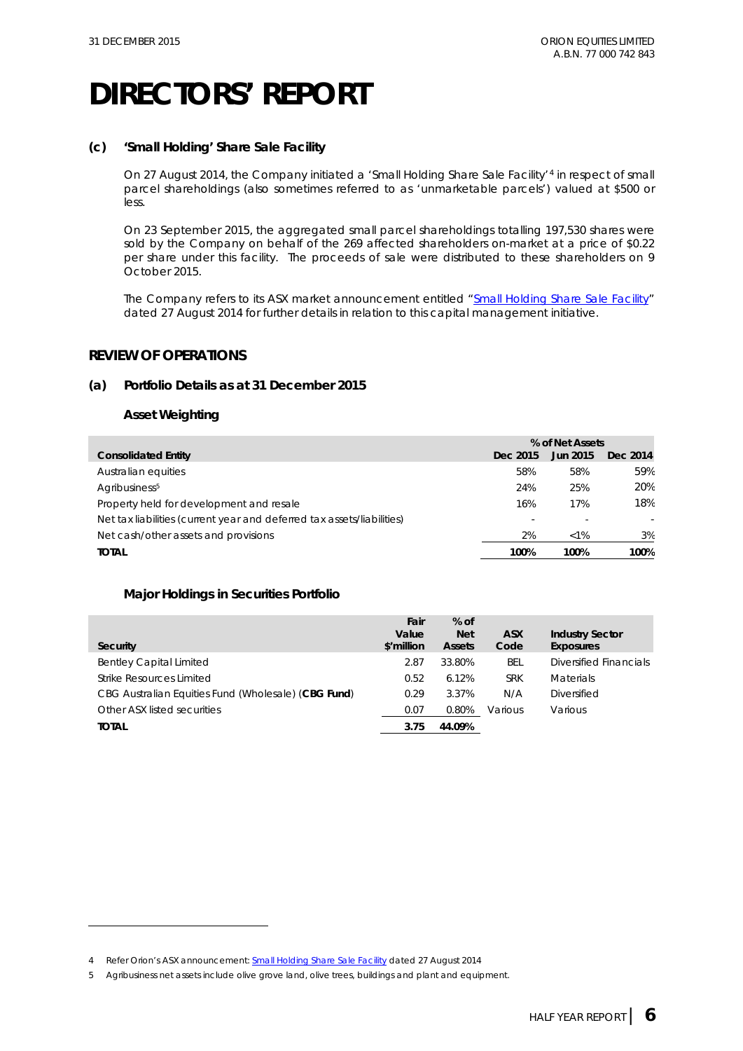# DIRECTORS' REPORT

### (c) 'Small Holding' Share Sale Facility

On 27 August 2014, the Company initiated a 'Small Holding Share Sale Facility'[4] in respect of small parcel shareholdings (also sometimes referred to as 'unmarketable parcels') valued at $500 or less.

On 23 September 2015, the aggregated small parcel shareholdings totalling 197,530 shares were sold by the Company on behalf of the 269 affected shareholders on-market at a price of $0.22 per share under this facility. The proceeds of sale were distributed to these shareholders on 9 October 2015.

The Company refers to its ASX market announcement entitled "Small Holding Share Sale Facility" dated 27 August 2014 for further details in relation to this capital management initiative.

## REVIEW OF OPERATIONS

### (a) Portfolio Details as at 31 December 2015

#### Asset Weighting

| Consolidated Entity | % of Net Assets Dec 2015 | Jun 2015 | Dec 2014 |
|---|---|---|---|
| Australian equities | 58% | 58% | 59% |
| Agribusiness[5] | 24% | 25% | 20% |
| Property held for development and resale | 16% | 17% | 18% |
| Net tax liabilities (current year and deferred tax assets/liabilities) | - | - | - |
| Net cash/other assets and provisions | 2% | <1% | 3% |
| **TOTAL** | **100%** | **100%** | **100%** |

#### Major Holdings in Securities Portfolio

| Security | Fair Value $'million | % of Net Assets | ASX Code | Industry Sector Exposures |
|---|---|---|---|---|
| Bentley Capital Limited | 2.87 | 33.80% | BEL | Diversified Financials |
| Strike Resources Limited | 0.52 | 6.12% | SRK | Materials |
| CBG Australian Equities Fund (Wholesale) (**CBG Fund**) | 0.29 | 3.37% | N/A | Diversified |
| Other ASX listed securities | 0.07 | 0.80% | Various | Various |
| **TOTAL** | **3.75** | **44.09%** | | |

---

4 Refer Orion's ASX announcement: Small Holding Share Sale Facility dated 27 August 2014

5 Agribusiness net assets include olive grove land, olive trees, buildings and plant and equipment.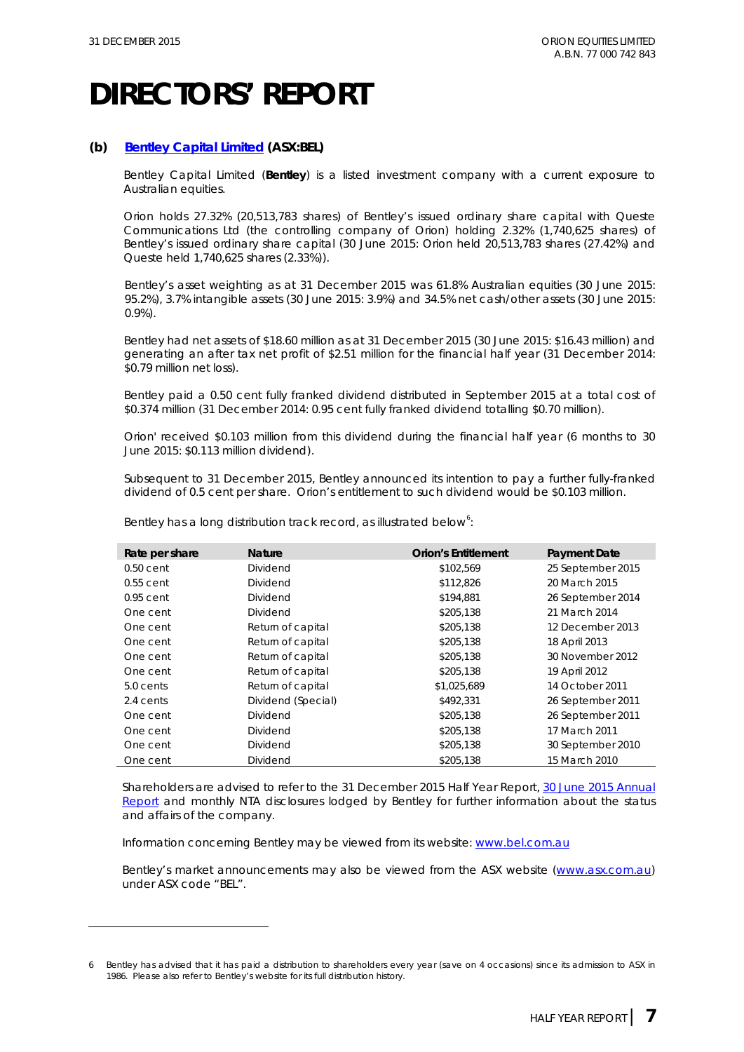# DIRECTORS' REPORT

### (b) [Bentley Capital Limited](http://www.bel.com.au) (ASX:BEL)

Bentley Capital Limited (**Bentley**) is a listed investment company with a current exposure to Australian equities.

Orion holds 27.32% (20,513,783 shares) of Bentley's issued ordinary share capital with Queste Communications Ltd (the controlling company of Orion) holding 2.32% (1,740,625 shares) of Bentley's issued ordinary share capital (30 June 2015: Orion held 20,513,783 shares (27.42%) and Queste held 1,740,625 shares (2.33%)).

Bentley's asset weighting as at 31 December 2015 was 61.8% Australian equities (30 June 2015: 95.2%), 3.7% intangible assets (30 June 2015: 3.9%) and 34.5% net cash/other assets (30 June 2015: 0.9%).

Bentley had net assets of $18.60 million as at 31 December 2015 (30 June 2015: $16.43 million) and generating an after tax net profit of $2.51 million for the financial half year (31 December 2014: $0.79 million net loss).

Bentley paid a 0.50 cent fully franked dividend distributed in September 2015 at a total cost of $0.374 million (31 December 2014: 0.95 cent fully franked dividend totalling $0.70 million).

Orion' received $0.103 million from this dividend during the financial half year (6 months to 30 June 2015: $0.113 million dividend).

Subsequent to 31 December 2015, Bentley announced its intention to pay a further fully-franked dividend of 0.5 cent per share. Orion's entitlement to such dividend would be $0.103 million.

Bentley has a long distribution track record, as illustrated below[6]:

| Rate per share | Nature | Orion's Entitlement | Payment Date |
|---|---|---|---|
| 0.50 cent | Dividend | $102,569 | 25 September 2015 |
| 0.55 cent | Dividend | $112,826 | 20 March 2015 |
| 0.95 cent | Dividend | $194,881 | 26 September 2014 |
| One cent | Dividend | $205,138 | 21 March 2014 |
| One cent | Return of capital | $205,138 | 12 December 2013 |
| One cent | Return of capital | $205,138 | 18 April 2013 |
| One cent | Return of capital | $205,138 | 30 November 2012 |
| One cent | Return of capital | $205,138 | 19 April 2012 |
| 5.0 cents | Return of capital | $1,025,689 | 14 October 2011 |
| 2.4 cents | Dividend (Special) | $492,331 | 26 September 2011 |
| One cent | Dividend | $205,138 | 26 September 2011 |
| One cent | Dividend | $205,138 | 17 March 2011 |
| One cent | Dividend | $205,138 | 30 September 2010 |
| One cent | Dividend | $205,138 | 15 March 2010 |

Shareholders are advised to refer to the 31 December 2015 Half Year Report, 30 June 2015 Annual Report and monthly NTA disclosures lodged by Bentley for further information about the status and affairs of the company.

Information concerning Bentley may be viewed from its website: www.bel.com.au

Bentley's market announcements may also be viewed from the ASX website (www.asx.com.au) under ASX code "BEL".

---

6 Bentley has advised that it has paid a distribution to shareholders every year (save on 4 occasions) since its admission to ASX in 1986. Please also refer to Bentley's website for its full distribution history.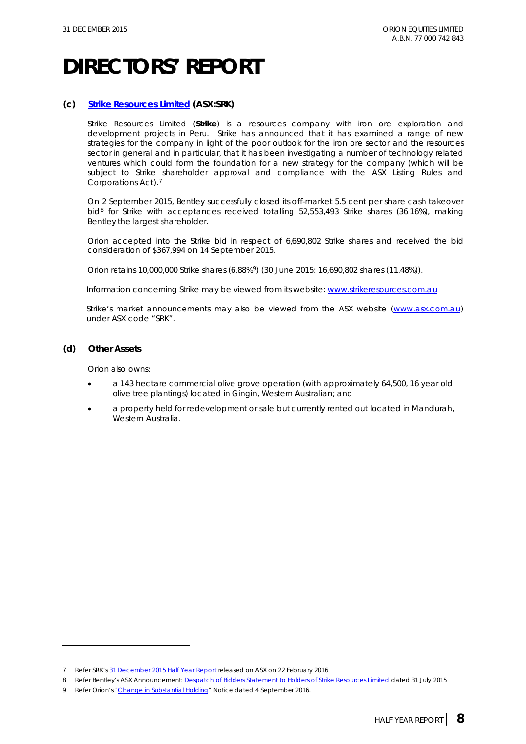# DIRECTORS' REPORT

### (c) [Strike Resources Limited](http://www.strikeresources.com.au) (ASX:SRK)

Strike Resources Limited (**Strike**) is a resources company with iron ore exploration and development projects in Peru. Strike has announced that it has examined a range of new strategies for the company in light of the poor outlook for the iron ore sector and the resources sector in general and in particular, that it has been investigating a number of technology related ventures which could form the foundation for a new strategy for the company (which will be subject to Strike shareholder approval and compliance with the ASX Listing Rules and Corporations Act).[7]

On 2 September 2015, Bentley successfully closed its off-market 5.5 cent per share cash takeover bid[8] for Strike with acceptances received totalling 52,553,493 Strike shares (36.16%), making Bentley the largest shareholder.

Orion accepted into the Strike bid in respect of 6,690,802 Strike shares and received the bid consideration of $367,994 on 14 September 2015.

Orion retains 10,000,000 Strike shares (6.88%[9]) (30 June 2015: 16,690,802 shares (11.48%)).

Information concerning Strike may be viewed from its website: www.strikeresources.com.au

Strike's market announcements may also be viewed from the ASX website (www.asx.com.au) under ASX code "SRK".

### (d) Other Assets

Orion also owns:

- a 143 hectare commercial olive grove operation (with approximately 64,500, 16 year old olive tree plantings) located in Gingin, Western Australian; and
- a property held for redevelopment or sale but currently rented out located in Mandurah, Western Australia.

---

7 Refer SRK's 31 December 2015 Half Year Report released on ASX on 22 February 2016

8 Refer Bentley's ASX Announcement: Despatch of Bidders Statement to Holders of Strike Resources Limited dated 31 July 2015

9 Refer Orion's "Change in Substantial Holding" Notice dated 4 September 2016.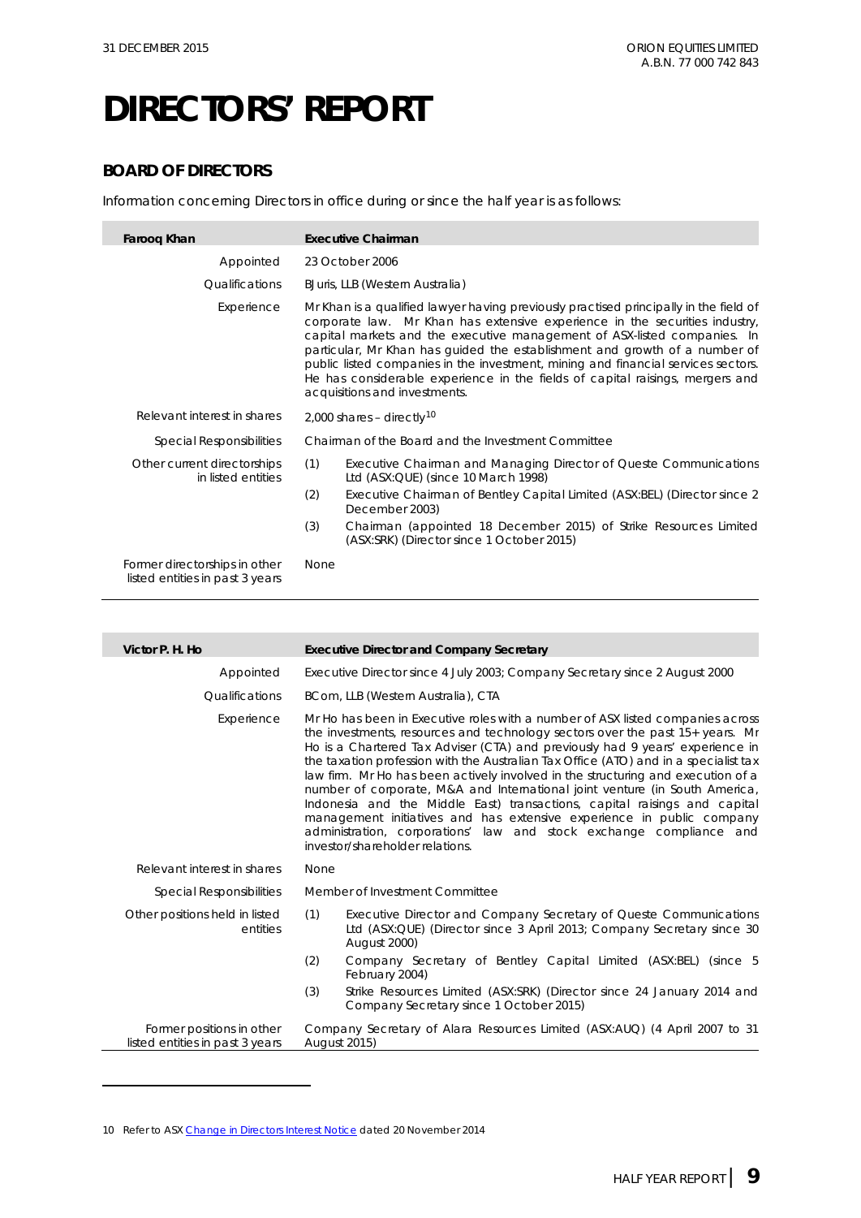# DIRECTORS' REPORT

## BOARD OF DIRECTORS

Information concerning Directors in office during or since the half year is as follows:

| **Farooq Khan** | **Executive Chairman** |
|---|---|
| Appointed | 23 October 2006 |
| Qualifications | BJuris, LLB (Western Australia) |
| Experience | Mr Khan is a qualified lawyer having previously practised principally in the field of corporate law. Mr Khan has extensive experience in the securities industry, capital markets and the executive management of ASX-listed companies. In particular, Mr Khan has guided the establishment and growth of a number of public listed companies in the investment, mining and financial services sectors. He has considerable experience in the fields of capital raisings, mergers and acquisitions and investments. |
| Relevant interest in shares | 2,000 shares – directly[10] |
| Special Responsibilities | Chairman of the Board and the Investment Committee |
| Other current directorships in listed entities | (1) Executive Chairman and Managing Director of Queste Communications Ltd (ASX:QUE) (since 10 March 1998)<br>(2) Executive Chairman of Bentley Capital Limited (ASX:BEL) (Director since 2 December 2003)<br>(3) Chairman (appointed 18 December 2015) of Strike Resources Limited (ASX:SRK) (Director since 1 October 2015) |
| Former directorships in other listed entities in past 3 years | None |

| **Victor P. H. Ho** | **Executive Director and Company Secretary** |
|---|---|
| Appointed | Executive Director since 4 July 2003; Company Secretary since 2 August 2000 |
| Qualifications | BCom, LLB (Western Australia), CTA |
| Experience | Mr Ho has been in Executive roles with a number of ASX listed companies across the investments, resources and technology sectors over the past 15+ years. Mr Ho is a Chartered Tax Adviser (CTA) and previously had 9 years' experience in the taxation profession with the Australian Tax Office (ATO) and in a specialist tax law firm. Mr Ho has been actively involved in the structuring and execution of a number of corporate, M&A and International joint venture (in South America, Indonesia and the Middle East) transactions, capital raisings and capital management initiatives and has extensive experience in public company administration, corporations' law and stock exchange compliance and investor/shareholder relations. |
| Relevant interest in shares | None |
| Special Responsibilities | Member of Investment Committee |
| Other positions held in listed entities | (1) Executive Director and Company Secretary of Queste Communications Ltd (ASX:QUE) (Director since 3 April 2013; Company Secretary since 30 August 2000)<br>(2) Company Secretary of Bentley Capital Limited (ASX:BEL) (since 5 February 2004)<br>(3) Strike Resources Limited (ASX:SRK) (Director since 24 January 2014 and Company Secretary since 1 October 2015) |
| Former positions in other listed entities in past 3 years | Company Secretary of Alara Resources Limited (ASX:AUQ) (4 April 2007 to 31 August 2015) |

10 Refer to ASX Change in Directors Interest Notice dated 20 November 2014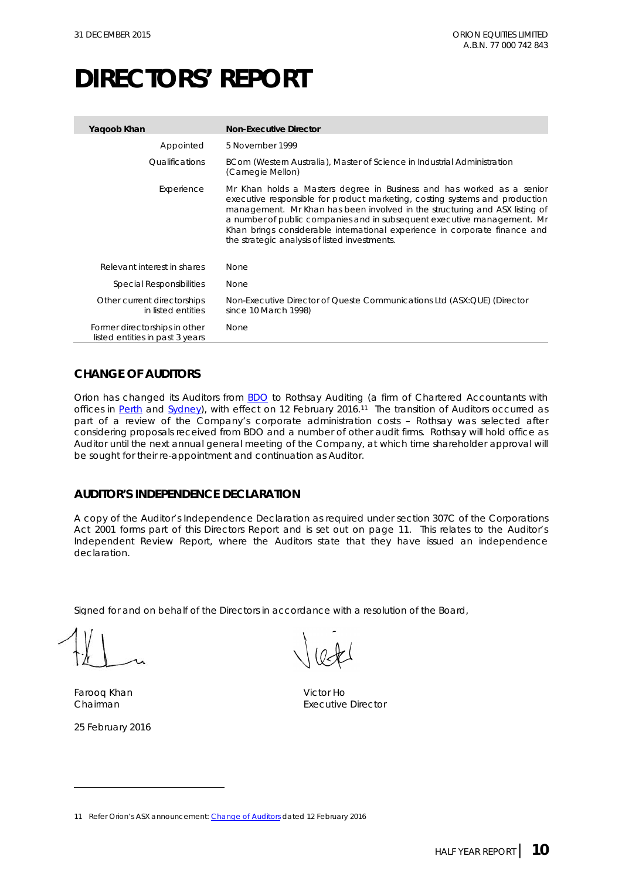# DIRECTORS' REPORT

| Yaqoob Khan | Non-Executive Director |
| --- | --- |
| Appointed | 5 November 1999 |
| Qualifications | BCom (Western Australia), Master of Science in Industrial Administration (Carnegie Mellon) |
| Experience | Mr Khan holds a Masters degree in Business and has worked as a senior executive responsible for product marketing, costing systems and production management. Mr Khan has been involved in the structuring and ASX listing of a number of public companies and in subsequent executive management. Mr Khan brings considerable international experience in corporate finance and the strategic analysis of listed investments. |
| Relevant interest in shares | None |
| Special Responsibilities | None |
| Other current directorships in listed entities | Non-Executive Director of Queste Communications Ltd (ASX:QUE) (Director since 10 March 1998) |
| Former directorships in other listed entities in past 3 years | None |

## CHANGE OF AUDITORS

Orion has changed its Auditors from BDO to Rothsay Auditing (a firm of Chartered Accountants with offices in Perth and Sydney), with effect on 12 February 2016.[11] The transition of Auditors occurred as part of a review of the Company's corporate administration costs – Rothsay was selected after considering proposals received from BDO and a number of other audit firms. Rothsay will hold office as Auditor until the next annual general meeting of the Company, at which time shareholder approval will be sought for their re-appointment and continuation as Auditor.

## AUDITOR'S INDEPENDENCE DECLARATION

A copy of the Auditor's Independence Declaration as required under section 307C of the Corporations Act 2001 forms part of this Directors Report and is set out on page 11. This relates to the Auditor's Independent Review Report, where the Auditors state that they have issued an independence declaration.

Signed for and on behalf of the Directors in accordance with a resolution of the Board,

Farooq Khan
Chairman

Victor Ho
Executive Director

25 February 2016

---

11 Refer Orion's ASX announcement: Change of Auditors dated 12 February 2016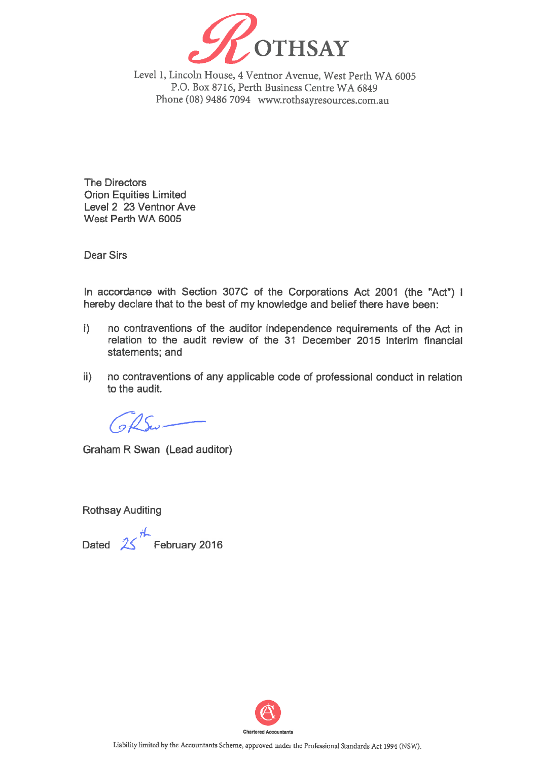# ROTHSAY

Level 1, Lincoln House, 4 Ventnor Avenue, West Perth WA 6005
P.O. Box 8716, Perth Business Centre WA 6849
Phone (08) 9486 7094 www.rothsayresources.com.au

The Directors
Orion Equities Limited
Level 2 23 Ventnor Ave
West Perth WA 6005

Dear Sirs

In accordance with Section 307C of the Corporations Act 2001 (the "Act") I hereby declare that to the best of my knowledge and belief there have been:

i) no contraventions of the auditor independence requirements of the Act in relation to the audit review of the 31 December 2015 interim financial statements; and

ii) no contraventions of any applicable code of professional conduct in relation to the audit.

Graham R Swan (Lead auditor)

Rothsay Auditing

Dated 25th February 2016

Chartered Accountants

Liability limited by the Accountants Scheme, approved under the Professional Standards Act 1994 (NSW).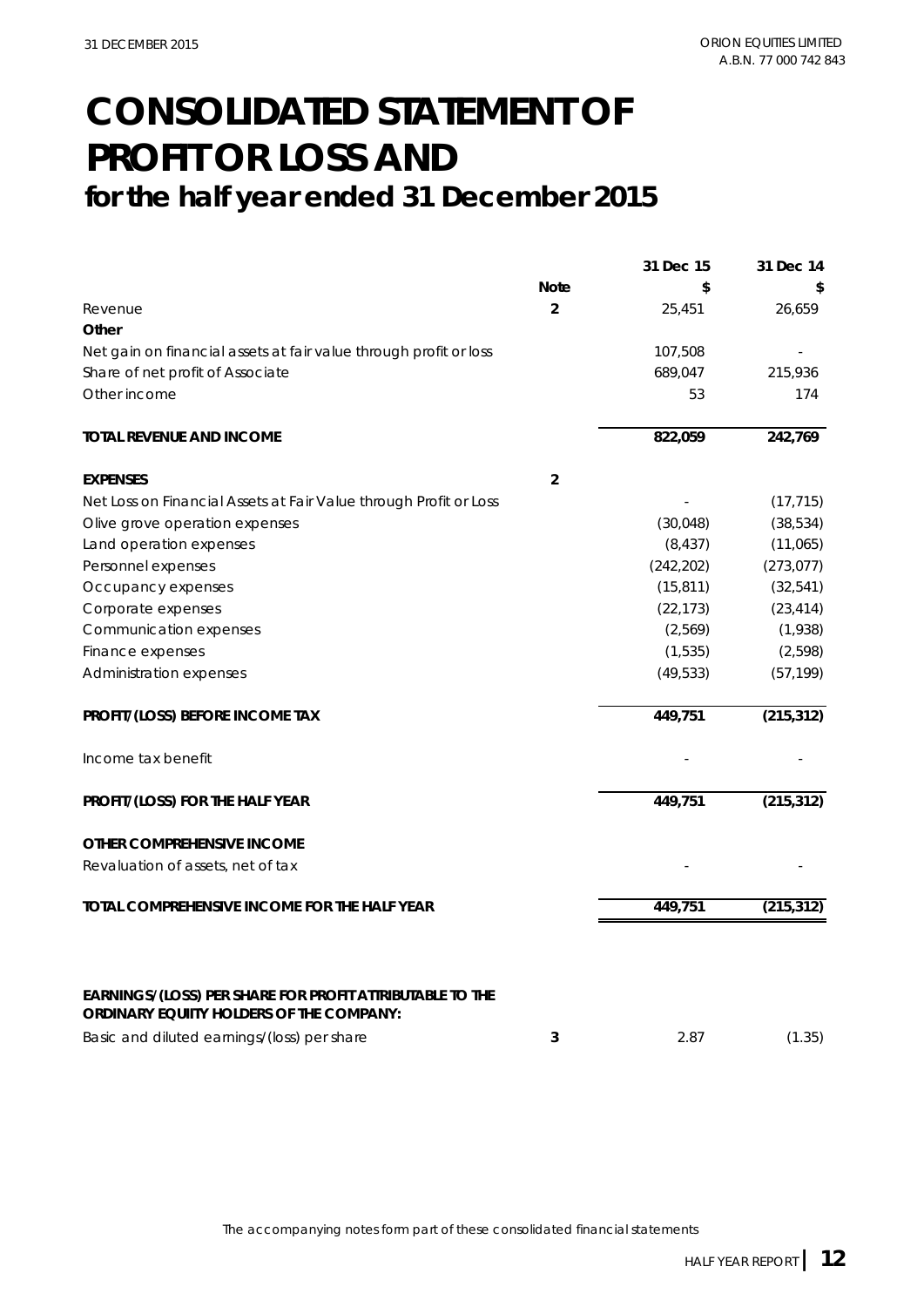# CONSOLIDATED STATEMENT OF PROFIT OR LOSS AND

## for the half year ended 31 December 2015

| | Note | 31 Dec 15 | 31 Dec 14 |
|---|---|---|---|
| | | $ | $ |
| Revenue | 2 | 25,451 | 26,659 |
| **Other** | | | |
| Net gain on financial assets at fair value through profit or loss | | 107,508 | - |
| Share of net profit of Associate | | 689,047 | 215,936 |
| Other income | | 53 | 174 |
| **TOTAL REVENUE AND INCOME** | | **822,059** | **242,769** |
| **EXPENSES** | 2 | | |
| Net Loss on Financial Assets at Fair Value through Profit or Loss | | - | (17,715) |
| Olive grove operation expenses | | (30,048) | (38,534) |
| Land operation expenses | | (8,437) | (11,065) |
| Personnel expenses | | (242,202) | (273,077) |
| Occupancy expenses | | (15,811) | (32,541) |
| Corporate expenses | | (22,173) | (23,414) |
| Communication expenses | | (2,569) | (1,938) |
| Finance expenses | | (1,535) | (2,598) |
| Administration expenses | | (49,533) | (57,199) |
| **PROFIT/(LOSS) BEFORE INCOME TAX** | | **449,751** | **(215,312)** |
| Income tax benefit | | - | - |
| **PROFIT/(LOSS) FOR THE HALF YEAR** | | **449,751** | **(215,312)** |
| **OTHER COMPREHENSIVE INCOME** | | | |
| Revaluation of assets, net of tax | | - | - |
| **TOTAL COMPREHENSIVE INCOME FOR THE HALF YEAR** | | **449,751** | **(215,312)** |
| **EARNINGS/(LOSS) PER SHARE FOR PROFIT ATTRIBUTABLE TO THE ORDINARY EQUITY HOLDERS OF THE COMPANY:** | | | |
| Basic and diluted earnings/(loss) per share | 3 | 2.87 | (1.35) |

The accompanying notes form part of these consolidated financial statements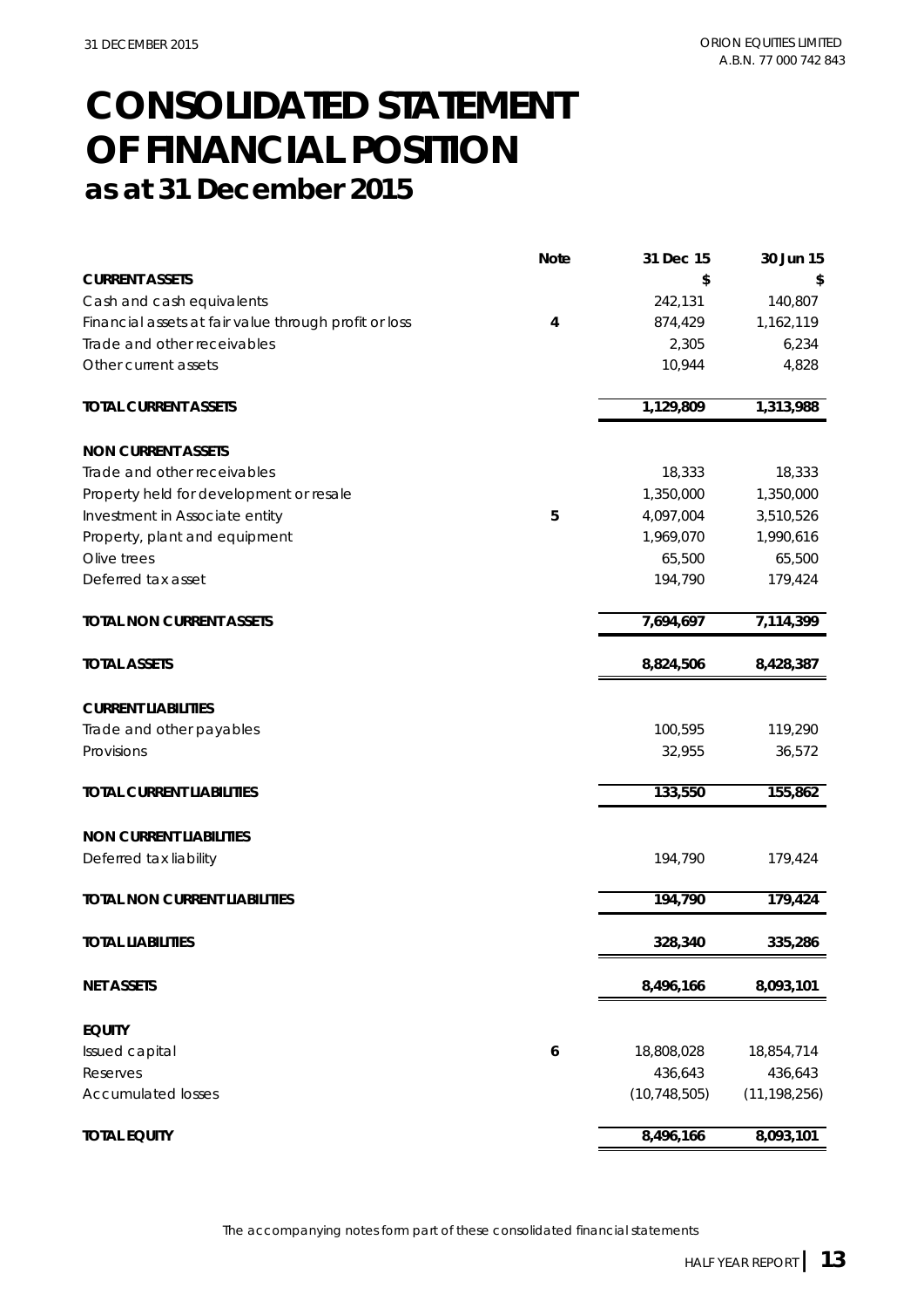# CONSOLIDATED STATEMENT OF FINANCIAL POSITION
## as at 31 December 2015

| | Note | 31 Dec 15 | 30 Jun 15 |
|---|---|---|---|
| **CURRENT ASSETS** | | **$** | **$** |
| Cash and cash equivalents | | 242,131 | 140,807 |
| Financial assets at fair value through profit or loss | 4 | 874,429 | 1,162,119 |
| Trade and other receivables | | 2,305 | 6,234 |
| Other current assets | | 10,944 | 4,828 |
| **TOTAL CURRENT ASSETS** | | **1,129,809** | **1,313,988** |
| **NON CURRENT ASSETS** | | | |
| Trade and other receivables | | 18,333 | 18,333 |
| Property held for development or resale | | 1,350,000 | 1,350,000 |
| Investment in Associate entity | 5 | 4,097,004 | 3,510,526 |
| Property, plant and equipment | | 1,969,070 | 1,990,616 |
| Olive trees | | 65,500 | 65,500 |
| Deferred tax asset | | 194,790 | 179,424 |
| **TOTAL NON CURRENT ASSETS** | | **7,694,697** | **7,114,399** |
| **TOTAL ASSETS** | | **8,824,506** | **8,428,387** |
| **CURRENT LIABILITIES** | | | |
| Trade and other payables | | 100,595 | 119,290 |
| Provisions | | 32,955 | 36,572 |
| **TOTAL CURRENT LIABILITIES** | | **133,550** | **155,862** |
| **NON CURRENT LIABILITIES** | | | |
| Deferred tax liability | | 194,790 | 179,424 |
| **TOTAL NON CURRENT LIABILITIES** | | **194,790** | **179,424** |
| **TOTAL LIABILITIES** | | **328,340** | **335,286** |
| **NET ASSETS** | | **8,496,166** | **8,093,101** |
| **EQUITY** | | | |
| Issued capital | 6 | 18,808,028 | 18,854,714 |
| Reserves | | 436,643 | 436,643 |
| Accumulated losses | | (10,748,505) | (11,198,256) |
| **TOTAL EQUITY** | | **8,496,166** | **8,093,101** |

*The accompanying notes form part of these consolidated financial statements*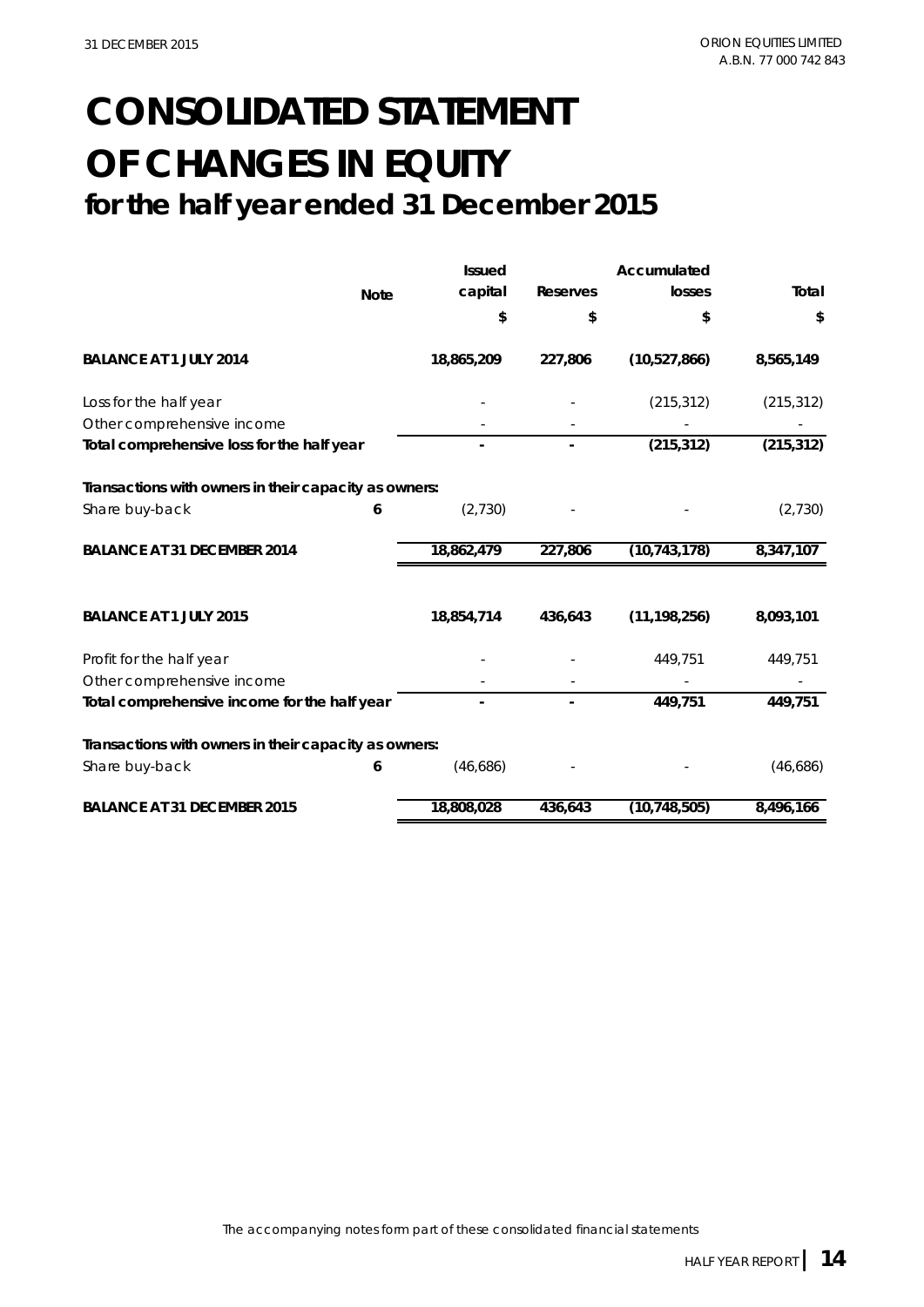# CONSOLIDATED STATEMENT OF CHANGES IN EQUITY

## for the half year ended 31 December 2015

| | Note | Issued capital | Reserves | Accumulated losses | Total |
|---|---|---|---|---|---|
| | | $ | $ | $ | $ |
| **BALANCE AT 1 JULY 2014** | | **18,865,209** | **227,806** | **(10,527,866)** | **8,565,149** |
| Loss for the half year | | - | - | (215,312) | (215,312) |
| Other comprehensive income | | - | - | - | - |
| **Total comprehensive loss for the half year** | | **-** | **-** | **(215,312)** | **(215,312)** |
| **Transactions with owners in their capacity as owners:** | | | | | |
| Share buy-back | 6 | (2,730) | - | - | (2,730) |
| **BALANCE AT 31 DECEMBER 2014** | | **18,862,479** | **227,806** | **(10,743,178)** | **8,347,107** |
| | | | | | |
| **BALANCE AT 1 JULY 2015** | | **18,854,714** | **436,643** | **(11,198,256)** | **8,093,101** |
| Profit for the half year | | - | - | 449,751 | 449,751 |
| Other comprehensive income | | - | - | - | - |
| **Total comprehensive income for the half year** | | **-** | **-** | **449,751** | **449,751** |
| **Transactions with owners in their capacity as owners:** | | | | | |
| Share buy-back | 6 | (46,686) | - | - | (46,686) |
| **BALANCE AT 31 DECEMBER 2015** | | **18,808,028** | **436,643** | **(10,748,505)** | **8,496,166** |

The accompanying notes form part of these consolidated financial statements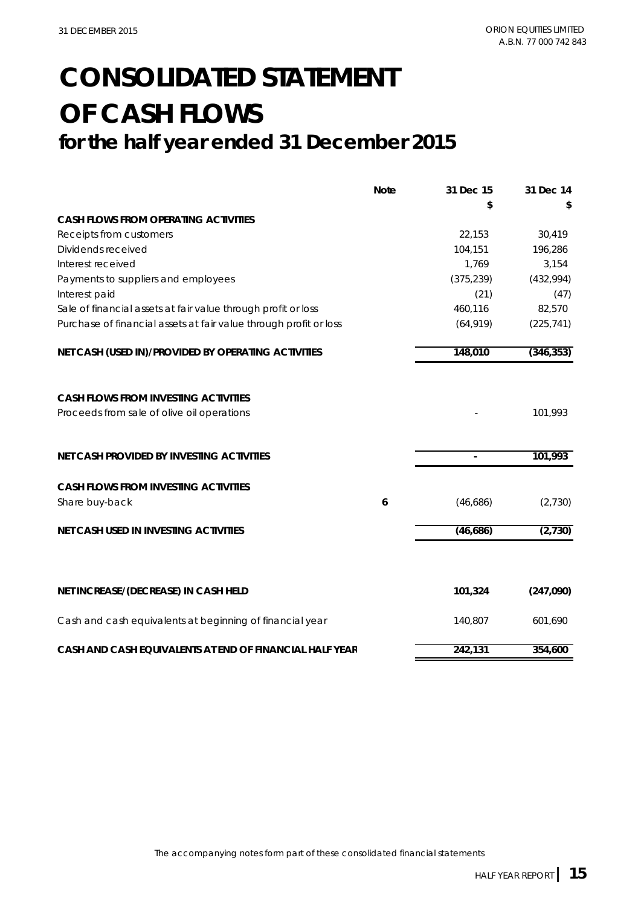# CONSOLIDATED STATEMENT OF CASH FLOWS

## for the half year ended 31 December 2015

| | Note | 31 Dec 15 | 31 Dec 14 |
|---|---|---|---|
| | | $ | $ |
| **CASH FLOWS FROM OPERATING ACTIVITIES** | | | |
| Receipts from customers | | 22,153 | 30,419 |
| Dividends received | | 104,151 | 196,286 |
| Interest received | | 1,769 | 3,154 |
| Payments to suppliers and employees | | (375,239) | (432,994) |
| Interest paid | | (21) | (47) |
| Sale of financial assets at fair value through profit or loss | | 460,116 | 82,570 |
| Purchase of financial assets at fair value through profit or loss | | (64,919) | (225,741) |
| **NET CASH (USED IN)/PROVIDED BY OPERATING ACTIVITIES** | | **148,010** | **(346,353)** |
| | | | |
| **CASH FLOWS FROM INVESTING ACTIVITIES** | | | |
| Proceeds from sale of olive oil operations | | - | 101,993 |
| | | | |
| **NET CASH PROVIDED BY INVESTING ACTIVITIES** | | **-** | **101,993** |
| | | | |
| **CASH FLOWS FROM INVESTING ACTIVITIES** | | | |
| Share buy-back | **6** | (46,686) | (2,730) |
| | | | |
| **NET CASH USED IN INVESTING ACTIVITIES** | | **(46,686)** | **(2,730)** |
| | | | |
| **NET INCREASE/(DECREASE) IN CASH HELD** | | **101,324** | **(247,090)** |
| | | | |
| Cash and cash equivalents at beginning of financial year | | 140,807 | 601,690 |
| | | | |
| **CASH AND CASH EQUIVALENTS AT END OF FINANCIAL HALF YEAR** | | **242,131** | **354,600** |

The accompanying notes form part of these consolidated financial statements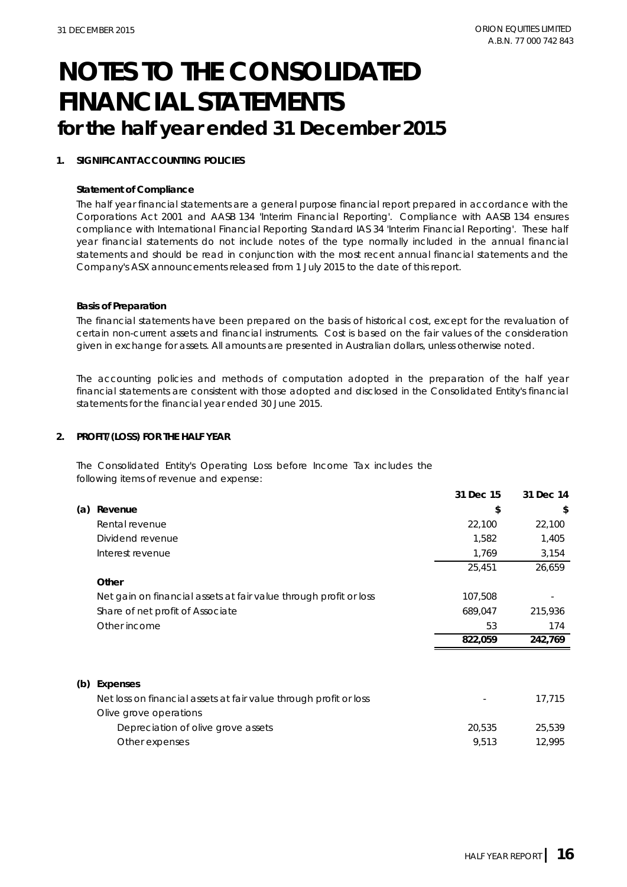# NOTES TO THE CONSOLIDATED FINANCIAL STATEMENTS

## for the half year ended 31 December 2015

### 1. SIGNIFICANT ACCOUNTING POLICIES

**Statement of Compliance**

The half year financial statements are a general purpose financial report prepared in accordance with the Corporations Act 2001 and AASB 134 'Interim Financial Reporting'. Compliance with AASB 134 ensures compliance with International Financial Reporting Standard IAS 34 'Interim Financial Reporting'. These half year financial statements do not include notes of the type normally included in the annual financial statements and should be read in conjunction with the most recent annual financial statements and the Company's ASX announcements released from 1 July 2015 to the date of this report.

**Basis of Preparation**

The financial statements have been prepared on the basis of historical cost, except for the revaluation of certain non-current assets and financial instruments. Cost is based on the fair values of the consideration given in exchange for assets. All amounts are presented in Australian dollars, unless otherwise noted.

The accounting policies and methods of computation adopted in the preparation of the half year financial statements are consistent with those adopted and disclosed in the Consolidated Entity's financial statements for the financial year ended 30 June 2015.

### 2. PROFIT/(LOSS) FOR THE HALF YEAR

The Consolidated Entity's Operating Loss before Income Tax includes the following items of revenue and expense:

| | 31 Dec 15 | 31 Dec 14 |
|---|---|---|
| **(a) Revenue** | **$** | **$** |
| Rental revenue | 22,100 | 22,100 |
| Dividend revenue | 1,582 | 1,405 |
| Interest revenue | 1,769 | 3,154 |
| | 25,451 | 26,659 |
| **Other** | | |
| Net gain on financial assets at fair value through profit or loss | 107,508 | - |
| Share of net profit of Associate | 689,047 | 215,936 |
| Other income | 53 | 174 |
| | **822,059** | **242,769** |

| | 31 Dec 15 | 31 Dec 14 |
|---|---|---|
| **(b) Expenses** | | |
| Net loss on financial assets at fair value through profit or loss | - | 17,715 |
| Olive grove operations | | |
| Depreciation of olive grove assets | 20,535 | 25,539 |
| Other expenses | 9,513 | 12,995 |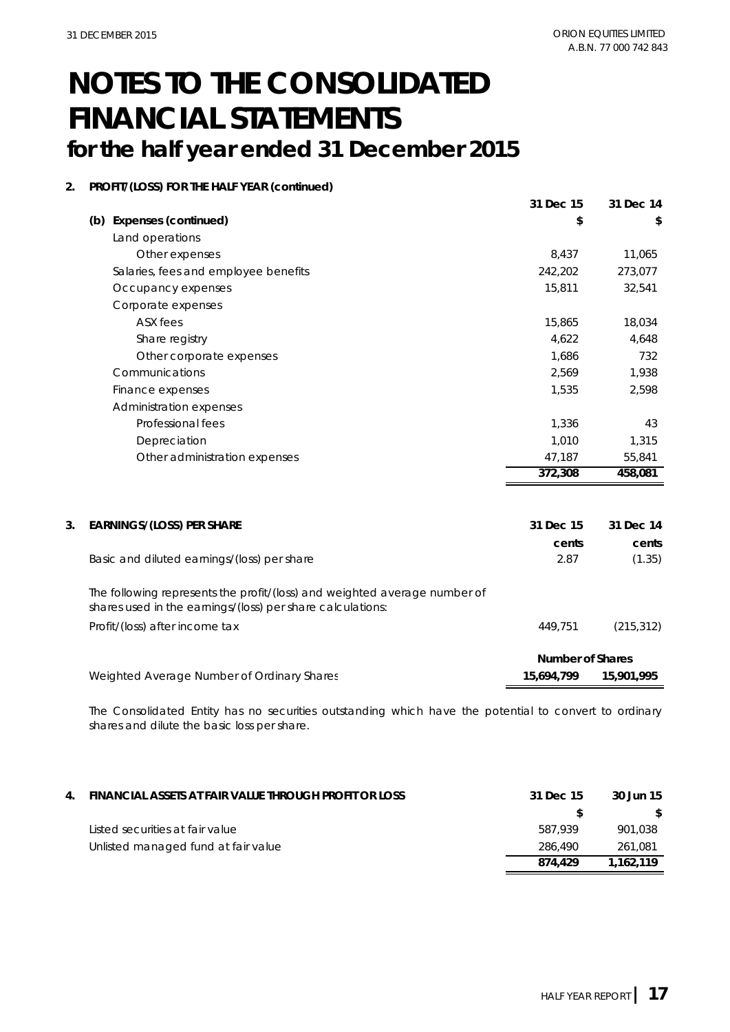# NOTES TO THE CONSOLIDATED FINANCIAL STATEMENTS

## for the half year ended 31 December 2015

**2. PROFIT/(LOSS) FOR THE HALF YEAR (continued)**

| | 31 Dec 15 | 31 Dec 14 |
|---|---|---|
| **(b) Expenses (continued)** | **$** | **$** |
| Land operations | | |
| Other expenses | 8,437 | 11,065 |
| Salaries, fees and employee benefits | 242,202 | 273,077 |
| Occupancy expenses | 15,811 | 32,541 |
| Corporate expenses | | |
| ASX fees | 15,865 | 18,034 |
| Share registry | 4,622 | 4,648 |
| Other corporate expenses | 1,686 | 732 |
| Communications | 2,569 | 1,938 |
| Finance expenses | 1,535 | 2,598 |
| Administration expenses | | |
| Professional fees | 1,336 | 43 |
| Depreciation | 1,010 | 1,315 |
| Other administration expenses | 47,187 | 55,841 |
| | **372,308** | **458,081** |

**3. EARNINGS/(LOSS) PER SHARE**

| | 31 Dec 15 | 31 Dec 14 |
|---|---|---|
| | cents | cents |
| Basic and diluted earnings/(loss) per share | 2.87 | (1.35) |

The following represents the profit/(loss) and weighted average number of shares used in the earnings/(loss) per share calculations:

| | | |
|---|---|---|
| Profit/(loss) after income tax | 449,751 | (215,312) |
| | **Number of Shares** | |
| Weighted Average Number of Ordinary Shares | **15,694,799** | **15,901,995** |

The Consolidated Entity has no securities outstanding which have the potential to convert to ordinary shares and dilute the basic loss per share.

**4. FINANCIAL ASSETS AT FAIR VALUE THROUGH PROFIT OR LOSS**

| | 31 Dec 15 | 30 Jun 15 |
|---|---|---|
| | $ | $ |
| Listed securities at fair value | 587,939 | 901,038 |
| Unlisted managed fund at fair value | 286,490 | 261,081 |
| | **874,429** | **1,162,119** |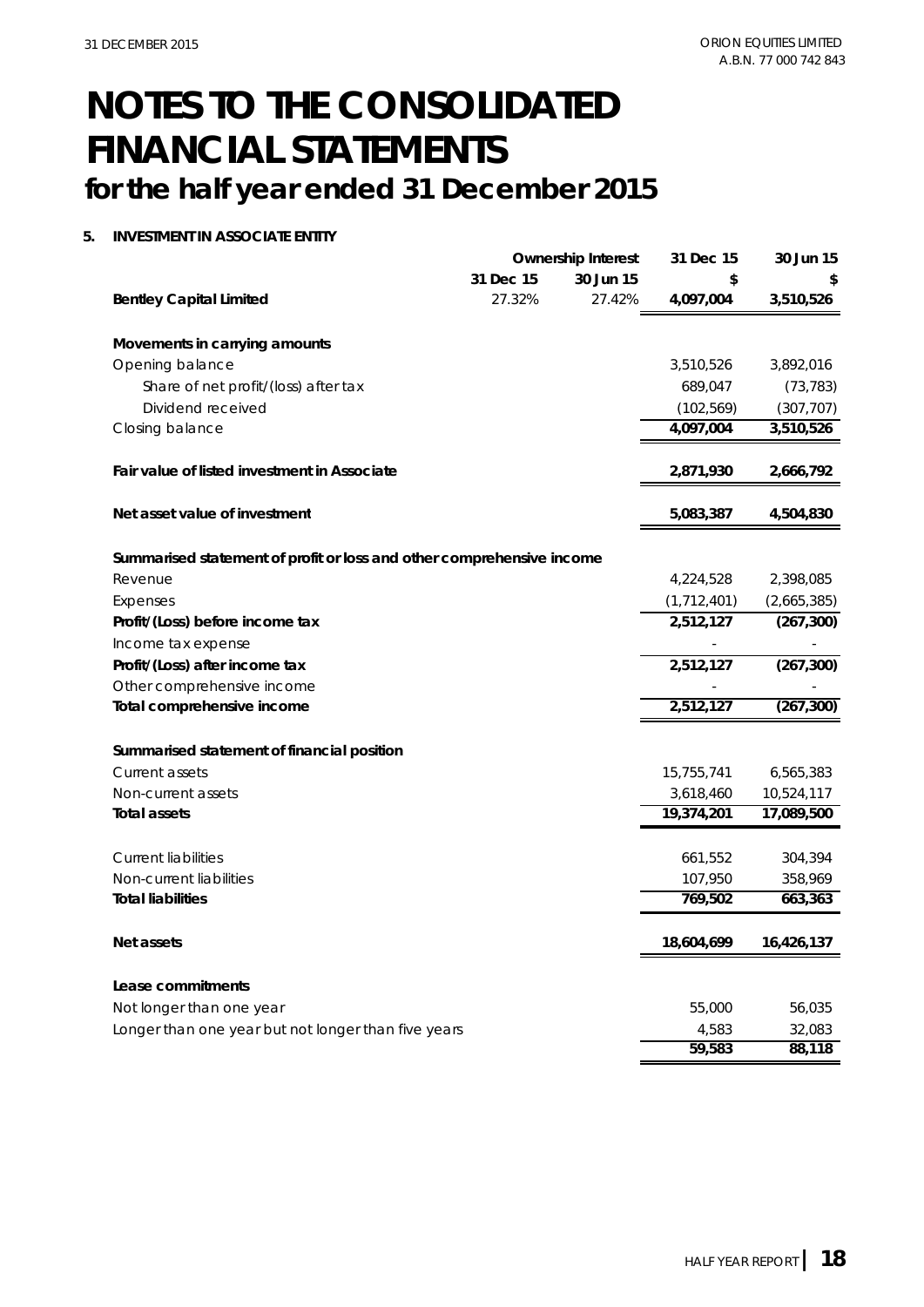# NOTES TO THE CONSOLIDATED FINANCIAL STATEMENTS

## for the half year ended 31 December 2015

### 5. INVESTMENT IN ASSOCIATE ENTITY

| | Ownership Interest | | 31 Dec 15 | 30 Jun 15 |
|---|---|---|---|---|
| | 31 Dec 15 | 30 Jun 15 | $ | $ |
| **Bentley Capital Limited** | 27.32% | 27.42% | **4,097,004** | **3,510,526** |
| | | | | |
| **Movements in carrying amounts** | | | | |
| Opening balance | | | 3,510,526 | 3,892,016 |
| Share of net profit/(loss) after tax | | | 689,047 | (73,783) |
| Dividend received | | | (102,569) | (307,707) |
| Closing balance | | | **4,097,004** | **3,510,526** |
| | | | | |
| **Fair value of listed investment in Associate** | | | **2,871,930** | **2,666,792** |
| | | | | |
| **Net asset value of investment** | | | **5,083,387** | **4,504,830** |
| | | | | |
| **Summarised statement of profit or loss and other comprehensive income** | | | | |
| Revenue | | | 4,224,528 | 2,398,085 |
| Expenses | | | (1,712,401) | (2,665,385) |
| **Profit/(Loss) before income tax** | | | **2,512,127** | **(267,300)** |
| Income tax expense | | | - | - |
| **Profit/(Loss) after income tax** | | | **2,512,127** | **(267,300)** |
| Other comprehensive income | | | - | - |
| **Total comprehensive income** | | | **2,512,127** | **(267,300)** |
| | | | | |
| **Summarised statement of financial position** | | | | |
| Current assets | | | 15,755,741 | 6,565,383 |
| Non-current assets | | | 3,618,460 | 10,524,117 |
| **Total assets** | | | **19,374,201** | **17,089,500** |
| | | | | |
| Current liabilities | | | 661,552 | 304,394 |
| Non-current liabilities | | | 107,950 | 358,969 |
| **Total liabilities** | | | **769,502** | **663,363** |
| | | | | |
| **Net assets** | | | **18,604,699** | **16,426,137** |
| | | | | |
| **Lease commitments** | | | | |
| Not longer than one year | | | 55,000 | 56,035 |
| Longer than one year but not longer than five years | | | 4,583 | 32,083 |
| | | | **59,583** | **88,118** |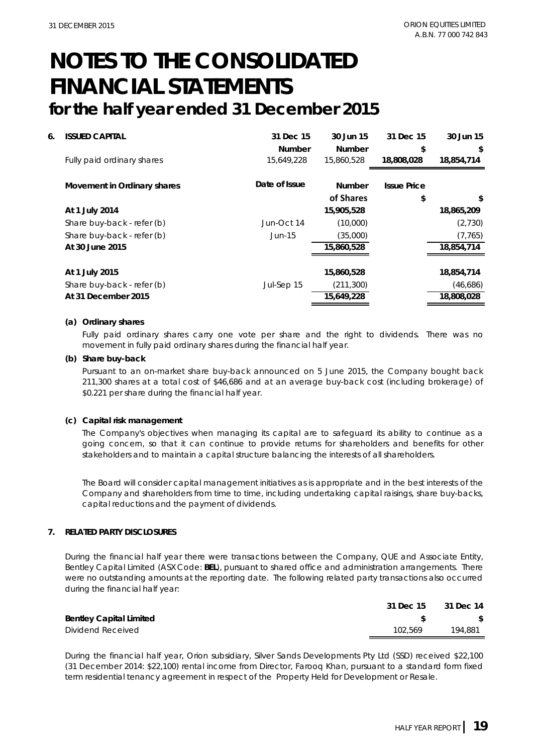# NOTES TO THE CONSOLIDATED FINANCIAL STATEMENTS

## for the half year ended 31 December 2015

**6. ISSUED CAPITAL**

| | 31 Dec 15 | 30 Jun 15 | 31 Dec 15 | 30 Jun 15 |
|---|---|---|---|---|
| | Number | Number | \$ | \$ |
| Fully paid ordinary shares | 15,649,228 | 15,860,528 | 18,808,028 | 18,854,714 |

| Movement in Ordinary shares | Date of Issue | Number of Shares | Issue Price \$ | \$ |
|---|---|---|---|---|
| **At 1 July 2014** | | 15,905,528 | | 18,865,209 |
| Share buy-back - refer (b) | Jun-Oct 14 | (10,000) | | (2,730) |
| Share buy-back - refer (b) | Jun-15 | (35,000) | | (7,765) |
| **At 30 June 2015** | | 15,860,528 | | 18,854,714 |
| **At 1 July 2015** | | 15,860,528 | | 18,854,714 |
| Share buy-back - refer (b) | Jul-Sep 15 | (211,300) | | (46,686) |
| **At 31 December 2015** | | 15,649,228 | | 18,808,028 |

**(a) Ordinary shares**

Fully paid ordinary shares carry one vote per share and the right to dividends. There was no movement in fully paid ordinary shares during the financial half year.

**(b) Share buy-back**

Pursuant to an on-market share buy-back announced on 5 June 2015, the Company bought back 211,300 shares at a total cost of \$46,686 and at an average buy-back cost (including brokerage) of \$0.221 per share during the financial half year.

**(c) Capital risk management**

The Company's objectives when managing its capital are to safeguard its ability to continue as a going concern, so that it can continue to provide returns for shareholders and benefits for other stakeholders and to maintain a capital structure balancing the interests of all shareholders.

The Board will consider capital management initiatives as is appropriate and in the best interests of the Company and shareholders from time to time, including undertaking capital raisings, share buy-backs, capital reductions and the payment of dividends.

**7. RELATED PARTY DISCLOSURES**

During the financial half year there were transactions between the Company, QUE and Associate Entity, Bentley Capital Limited (ASX Code: **BEL**), pursuant to shared office and administration arrangements. There were no outstanding amounts at the reporting date. The following related party transactions also occurred during the financial half year:

| | 31 Dec 15 | 31 Dec 14 |
|---|---|---|
| **Bentley Capital Limited** | \$ | \$ |
| Dividend Received | 102,569 | 194,881 |

During the financial half year, Orion subsidiary, Silver Sands Developments Pty Ltd (SSD) received \$22,100 (31 December 2014: \$22,100) rental income from Director, Farooq Khan, pursuant to a standard form fixed term residential tenancy agreement in respect of the Property Held for Development or Resale.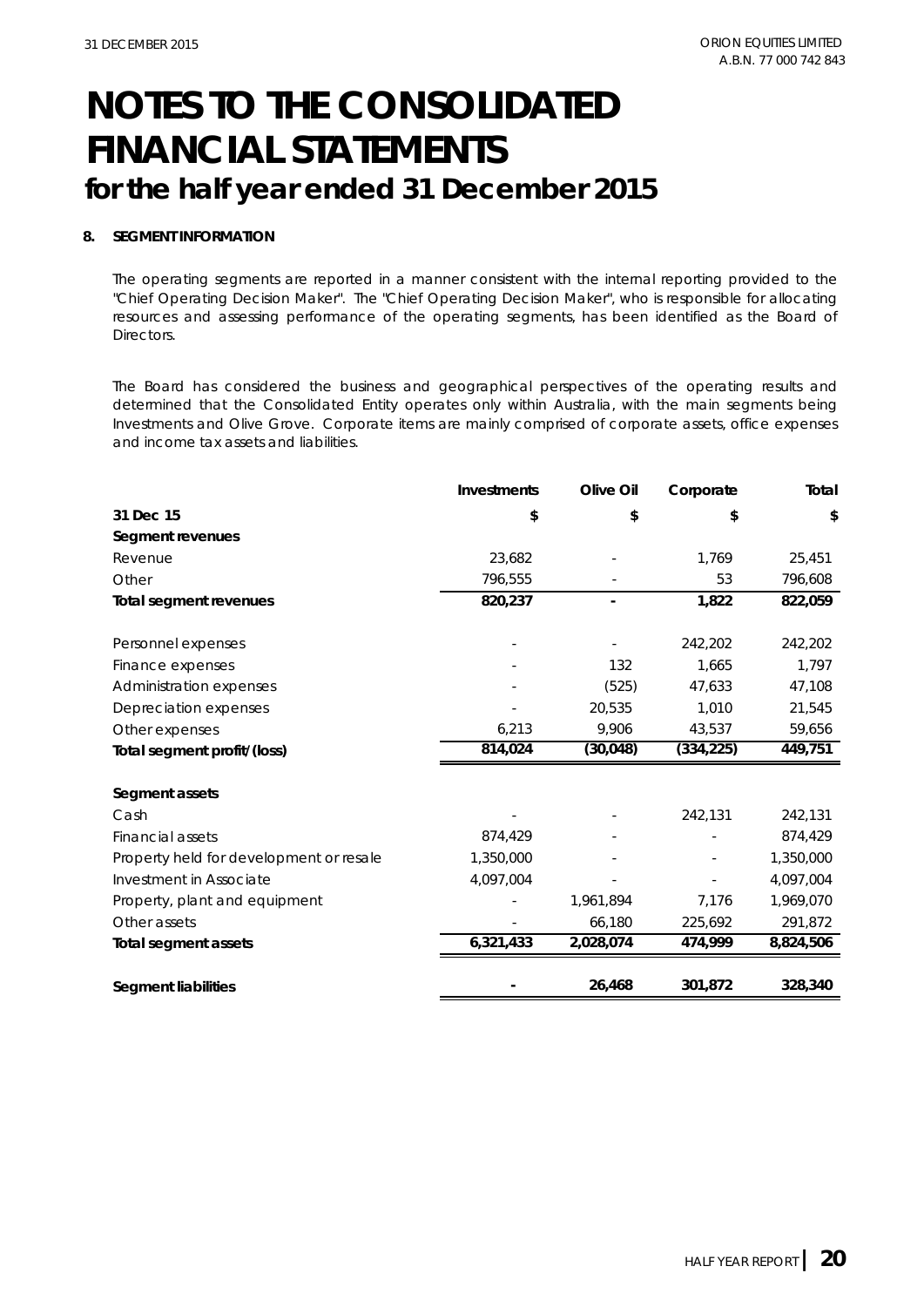# NOTES TO THE CONSOLIDATED FINANCIAL STATEMENTS

## for the half year ended 31 December 2015

### 8. SEGMENT INFORMATION

The operating segments are reported in a manner consistent with the internal reporting provided to the "Chief Operating Decision Maker". The "Chief Operating Decision Maker", who is responsible for allocating resources and assessing performance of the operating segments, has been identified as the Board of Directors.

The Board has considered the business and geographical perspectives of the operating results and determined that the Consolidated Entity operates only within Australia, with the main segments being Investments and Olive Grove. Corporate items are mainly comprised of corporate assets, office expenses and income tax assets and liabilities.

| | Investments | Olive Oil | Corporate | Total |
|---|---|---|---|---|
| **31 Dec 15** | **$** | **$** | **$** | **$** |
| **Segment revenues** | | | | |
| Revenue | 23,682 | - | 1,769 | 25,451 |
| Other | 796,555 | - | 53 | 796,608 |
| **Total segment revenues** | **820,237** | **-** | **1,822** | **822,059** |
| | | | | |
| Personnel expenses | - | - | 242,202 | 242,202 |
| Finance expenses | - | 132 | 1,665 | 1,797 |
| Administration expenses | - | (525) | 47,633 | 47,108 |
| Depreciation expenses | - | 20,535 | 1,010 | 21,545 |
| Other expenses | 6,213 | 9,906 | 43,537 | 59,656 |
| **Total segment profit/(loss)** | **814,024** | **(30,048)** | **(334,225)** | **449,751** |
| | | | | |
| **Segment assets** | | | | |
| Cash | - | - | 242,131 | 242,131 |
| Financial assets | 874,429 | - | - | 874,429 |
| Property held for development or resale | 1,350,000 | - | - | 1,350,000 |
| Investment in Associate | 4,097,004 | - | - | 4,097,004 |
| Property, plant and equipment | - | 1,961,894 | 7,176 | 1,969,070 |
| Other assets | - | 66,180 | 225,692 | 291,872 |
| **Total segment assets** | **6,321,433** | **2,028,074** | **474,999** | **8,824,506** |
| | | | | |
| **Segment liabilities** | **-** | **26,468** | **301,872** | **328,340** |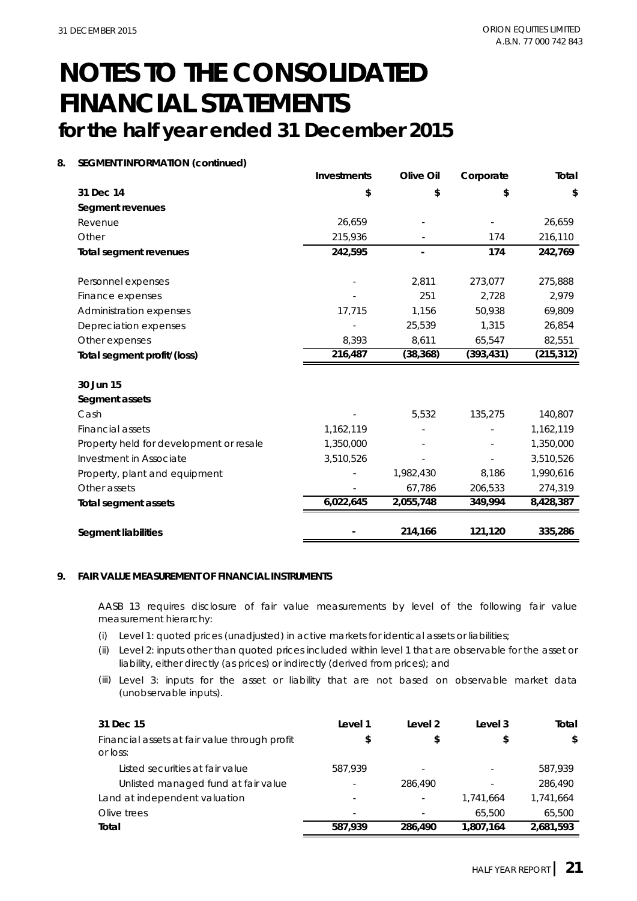# NOTES TO THE CONSOLIDATED FINANCIAL STATEMENTS

## for the half year ended 31 December 2015

**8. SEGMENT INFORMATION (continued)**

| | Investments | Olive Oil | Corporate | Total |
|---|---|---|---|---|
| **31 Dec 14** | **$** | **$** | **$** | **$** |
| **Segment revenues** | | | | |
| Revenue | 26,659 | - | - | 26,659 |
| Other | 215,936 | - | 174 | 216,110 |
| **Total segment revenues** | **242,595** | **-** | **174** | **242,769** |
| | | | | |
| Personnel expenses | - | 2,811 | 273,077 | 275,888 |
| Finance expenses | - | 251 | 2,728 | 2,979 |
| Administration expenses | 17,715 | 1,156 | 50,938 | 69,809 |
| Depreciation expenses | - | 25,539 | 1,315 | 26,854 |
| Other expenses | 8,393 | 8,611 | 65,547 | 82,551 |
| **Total segment profit/(loss)** | **216,487** | **(38,368)** | **(393,431)** | **(215,312)** |
| | | | | |
| **30 Jun 15** | | | | |
| **Segment assets** | | | | |
| Cash | - | 5,532 | 135,275 | 140,807 |
| Financial assets | 1,162,119 | - | - | 1,162,119 |
| Property held for development or resale | 1,350,000 | - | - | 1,350,000 |
| Investment in Associate | 3,510,526 | - | - | 3,510,526 |
| Property, plant and equipment | - | 1,982,430 | 8,186 | 1,990,616 |
| Other assets | - | 67,786 | 206,533 | 274,319 |
| **Total segment assets** | **6,022,645** | **2,055,748** | **349,994** | **8,428,387** |
| | | | | |
| **Segment liabilities** | **-** | **214,166** | **121,120** | **335,286** |

**9. FAIR VALUE MEASUREMENT OF FINANCIAL INSTRUMENTS**

AASB 13 requires disclosure of fair value measurements by level of the following fair value measurement hierarchy:

(i) Level 1: quoted prices (unadjusted) in active markets for identical assets or liabilities;

(ii) Level 2: inputs other than quoted prices included within level 1 that are observable for the asset or liability, either directly (as prices) or indirectly (derived from prices); and

(iii) Level 3: inputs for the asset or liability that are not based on observable market data (unobservable inputs).

| 31 Dec 15 | Level 1 | Level 2 | Level 3 | Total |
|---|---|---|---|---|
| Financial assets at fair value through profit or loss: | $ | $ | $ | $ |
| Listed securities at fair value | 587,939 | - | - | 587,939 |
| Unlisted managed fund at fair value | - | 286,490 | - | 286,490 |
| Land at independent valuation | - | - | 1,741,664 | 1,741,664 |
| Olive trees | - | - | 65,500 | 65,500 |
| **Total** | **587,939** | **286,490** | **1,807,164** | **2,681,593** |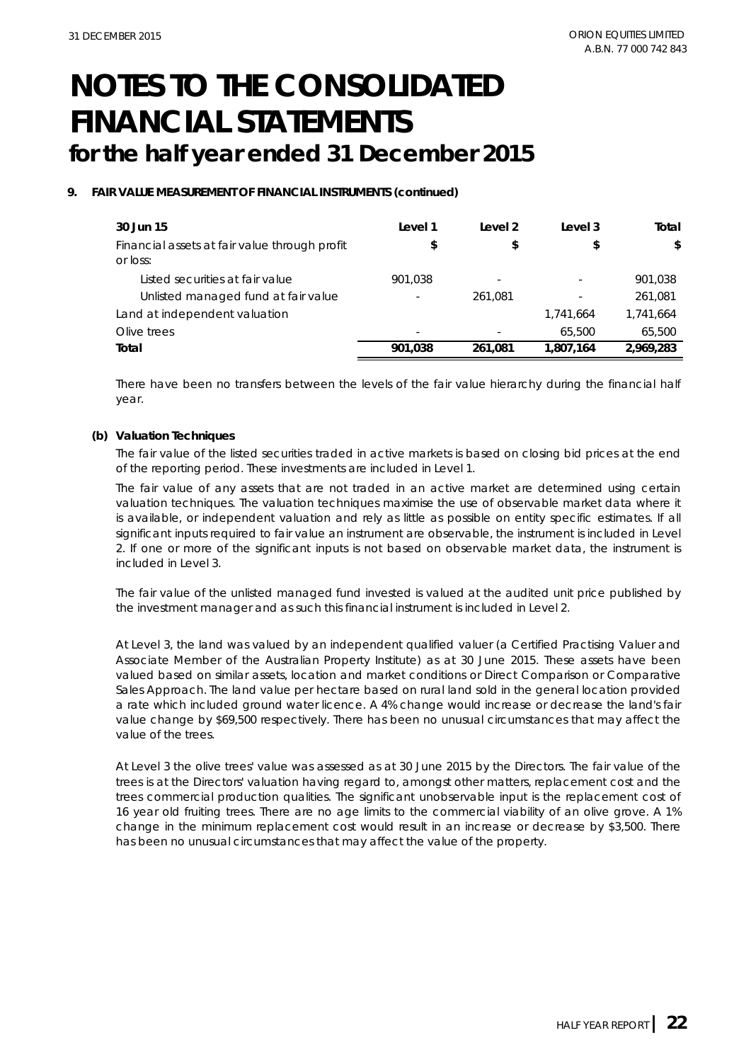# NOTES TO THE CONSOLIDATED FINANCIAL STATEMENTS

## for the half year ended 31 December 2015

### 9. FAIR VALUE MEASUREMENT OF FINANCIAL INSTRUMENTS (continued)

| 30 Jun 15 | Level 1 | Level 2 | Level 3 | Total |
|---|---|---|---|---|
| Financial assets at fair value through profit or loss: | $ | $ | $ | $ |
| Listed securities at fair value | 901,038 | - | - | 901,038 |
| Unlisted managed fund at fair value | - | 261,081 | - | 261,081 |
| Land at independent valuation | | | 1,741,664 | 1,741,664 |
| Olive trees | - | - | 65,500 | 65,500 |
| **Total** | **901,038** | **261,081** | **1,807,164** | **2,969,283** |

There have been no transfers between the levels of the fair value hierarchy during the financial half year.

#### (b) Valuation Techniques

The fair value of the listed securities traded in active markets is based on closing bid prices at the end of the reporting period. These investments are included in Level 1.

The fair value of any assets that are not traded in an active market are determined using certain valuation techniques. The valuation techniques maximise the use of observable market data where it is available, or independent valuation and rely as little as possible on entity specific estimates. If all significant inputs required to fair value an instrument are observable, the instrument is included in Level 2. If one or more of the significant inputs is not based on observable market data, the instrument is included in Level 3.

The fair value of the unlisted managed fund invested is valued at the audited unit price published by the investment manager and as such this financial instrument is included in Level 2.

At Level 3, the land was valued by an independent qualified valuer (a Certified Practising Valuer and Associate Member of the Australian Property Institute) as at 30 June 2015. These assets have been valued based on similar assets, location and market conditions or Direct Comparison or Comparative Sales Approach. The land value per hectare based on rural land sold in the general location provided a rate which included ground water licence. A 4% change would increase or decrease the land's fair value change by $69,500 respectively. There has been no unusual circumstances that may affect the value of the trees.

At Level 3 the olive trees' value was assessed as at 30 June 2015 by the Directors. The fair value of the trees is at the Directors' valuation having regard to, amongst other matters, replacement cost and the trees commercial production qualities. The significant unobservable input is the replacement cost of 16 year old fruiting trees. There are no age limits to the commercial viability of an olive grove. A 1% change in the minimum replacement cost would result in an increase or decrease by $3,500. There has been no unusual circumstances that may affect the value of the property.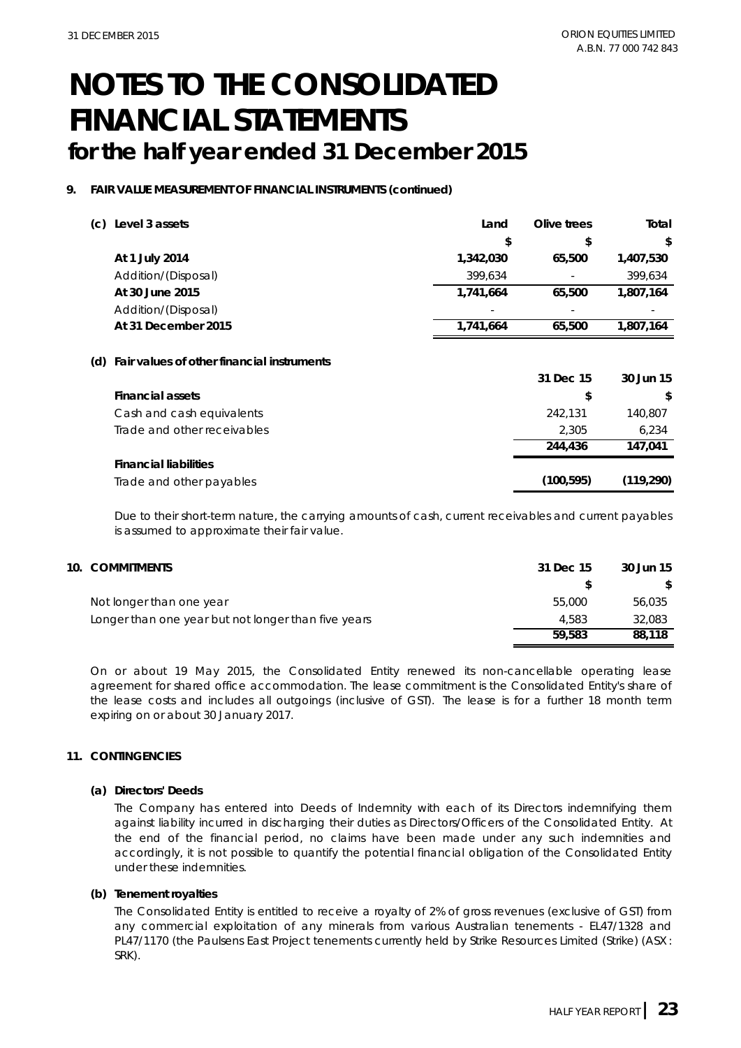# NOTES TO THE CONSOLIDATED FINANCIAL STATEMENTS
## for the half year ended 31 December 2015

**9. FAIR VALUE MEASUREMENT OF FINANCIAL INSTRUMENTS (continued)**

**(c) Level 3 assets**

| | Land | Olive trees | Total |
|---|---|---|---|
| | $ | $ | $ |
| **At 1 July 2014** | **1,342,030** | **65,500** | **1,407,530** |
| Addition/(Disposal) | 399,634 | - | 399,634 |
| **At 30 June 2015** | **1,741,664** | **65,500** | **1,807,164** |
| Addition/(Disposal) | - | - | - |
| **At 31 December 2015** | **1,741,664** | **65,500** | **1,807,164** |

**(d) Fair values of other financial instruments**

| | 31 Dec 15 | 30 Jun 15 |
|---|---|---|
| **Financial assets** | $ | $ |
| Cash and cash equivalents | 242,131 | 140,807 |
| Trade and other receivables | 2,305 | 6,234 |
| | **244,436** | **147,041** |
| **Financial liabilities** | | |
| Trade and other payables | **(100,595)** | **(119,290)** |

*Due to their short-term nature, the carrying amounts of cash, current receivables and current payables is assumed to approximate their fair value.*

**10. COMMITMENTS**

| | 31 Dec 15 | 30 Jun 15 |
|---|---|---|
| | $ | $ |
| Not longer than one year | 55,000 | 56,035 |
| Longer than one year but not longer than five years | 4,583 | 32,083 |
| | **59,583** | **88,118** |

On or about 19 May 2015, the Consolidated Entity renewed its non-cancellable operating lease agreement for shared office accommodation. The lease commitment is the Consolidated Entity's share of the lease costs and includes all outgoings (inclusive of GST). The lease is for a further 18 month term expiring on or about 30 January 2017.

**11. CONTINGENCIES**

**(a) Directors' Deeds**

The Company has entered into Deeds of Indemnity with each of its Directors indemnifying them against liability incurred in discharging their duties as Directors/Officers of the Consolidated Entity. At the end of the financial period, no claims have been made under any such indemnities and accordingly, it is not possible to quantify the potential financial obligation of the Consolidated Entity under these indemnities.

**(b) Tenement royalties**

The Consolidated Entity is entitled to receive a royalty of 2% of gross revenues (exclusive of GST) from any commercial exploitation of any minerals from various Australian tenements - EL47/1328 and PL47/1170 (the Paulsens East Project tenements currently held by Strike Resources Limited (Strike) (ASX: SRK).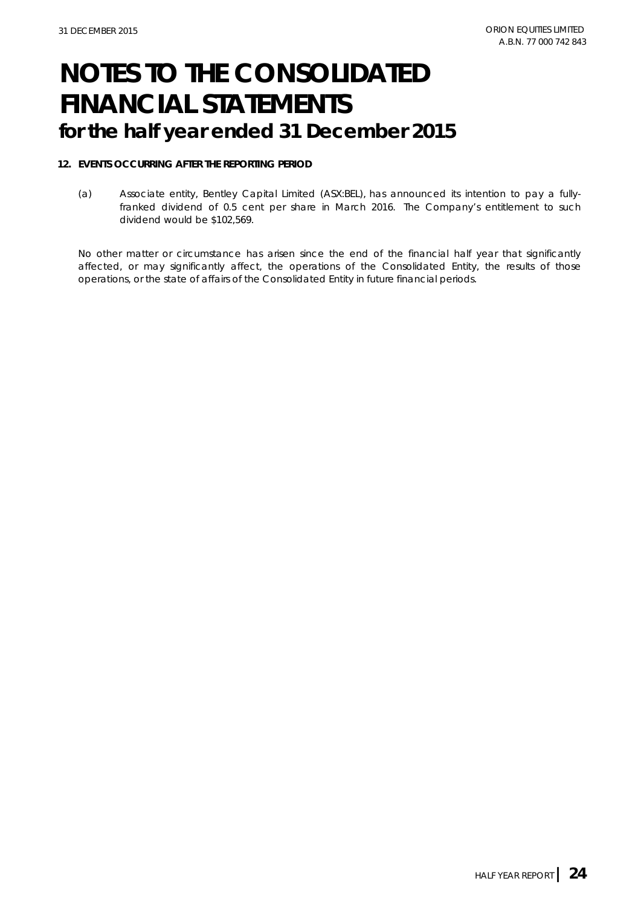# NOTES TO THE CONSOLIDATED FINANCIAL STATEMENTS
## for the half year ended 31 December 2015

**12. EVENTS OCCURRING AFTER THE REPORTING PERIOD**

(a) Associate entity, Bentley Capital Limited (ASX:BEL), has announced its intention to pay a fully-franked dividend of 0.5 cent per share in March 2016. The Company's entitlement to such dividend would be $102,569.

No other matter or circumstance has arisen since the end of the financial half year that significantly affected, or may significantly affect, the operations of the Consolidated Entity, the results of those operations, or the state of affairs of the Consolidated Entity in future financial periods.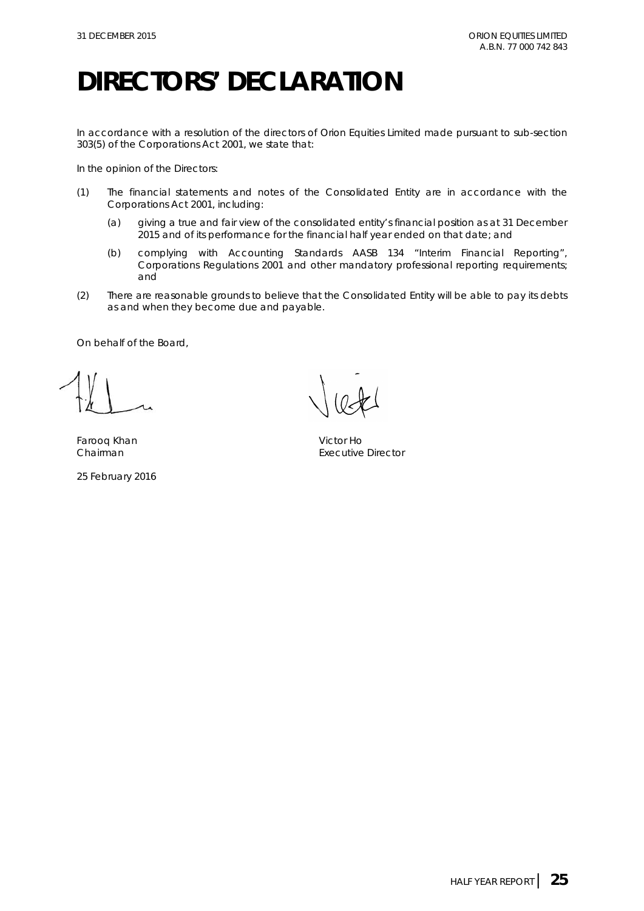# DIRECTORS' DECLARATION

In accordance with a resolution of the directors of Orion Equities Limited made pursuant to sub-section 303(5) of the Corporations Act 2001, we state that:

In the opinion of the Directors:

(1) The financial statements and notes of the Consolidated Entity are in accordance with the Corporations Act 2001, including:

    (a) giving a true and fair view of the consolidated entity's financial position as at 31 December 2015 and of its performance for the financial half year ended on that date; and

    (b) complying with Accounting Standards AASB 134 "Interim Financial Reporting", Corporations Regulations 2001 and other mandatory professional reporting requirements; and

(2) There are reasonable grounds to believe that the Consolidated Entity will be able to pay its debts as and when they become due and payable.

On behalf of the Board,

Farooq Khan
Chairman

Victor Ho
Executive Director

25 February 2016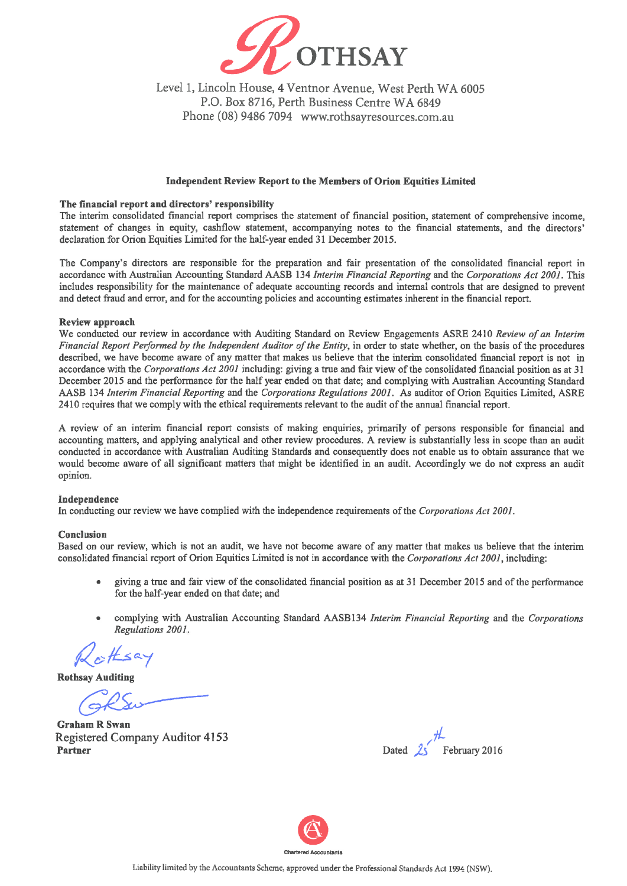ROTHSAY

Level 1, Lincoln House, 4 Ventnor Avenue, West Perth WA 6005
P.O. Box 8716, Perth Business Centre WA 6849
Phone (08) 9486 7094 www.rothsayresources.com.au

## Independent Review Report to the Members of Orion Equities Limited

**The financial report and directors' responsibility**

The interim consolidated financial report comprises the statement of financial position, statement of comprehensive income, statement of changes in equity, cashflow statement, accompanying notes to the financial statements, and the directors' declaration for Orion Equities Limited for the half-year ended 31 December 2015.

The Company's directors are responsible for the preparation and fair presentation of the consolidated financial report in accordance with Australian Accounting Standard AASB 134 *Interim Financial Reporting* and the *Corporations Act 2001*. This includes responsibility for the maintenance of adequate accounting records and internal controls that are designed to prevent and detect fraud and error, and for the accounting policies and accounting estimates inherent in the financial report.

**Review approach**

We conducted our review in accordance with Auditing Standard on Review Engagements ASRE 2410 *Review of an Interim Financial Report Performed by the Independent Auditor of the Entity*, in order to state whether, on the basis of the procedures described, we have become aware of any matter that makes us believe that the interim consolidated financial report is not in accordance with the *Corporations Act 2001* including: giving a true and fair view of the consolidated financial position as at 31 December 2015 and the performance for the half year ended on that date; and complying with Australian Accounting Standard AASB 134 *Interim Financial Reporting* and the *Corporations Regulations 2001*. As auditor of Orion Equities Limited, ASRE 2410 requires that we comply with the ethical requirements relevant to the audit of the annual financial report.

A review of an interim financial report consists of making enquiries, primarily of persons responsible for financial and accounting matters, and applying analytical and other review procedures. A review is substantially less in scope than an audit conducted in accordance with Australian Auditing Standards and consequently does not enable us to obtain assurance that we would become aware of all significant matters that might be identified in an audit. Accordingly we do not express an audit opinion.

**Independence**

In conducting our review we have complied with the independence requirements of the *Corporations Act 2001*.

**Conclusion**

Based on our review, which is not an audit, we have not become aware of any matter that makes us believe that the interim consolidated financial report of Orion Equities Limited is not in accordance with the *Corporations Act 2001*, including:

- giving a true and fair view of the consolidated financial position as at 31 December 2015 and of the performance for the half-year ended on that date; and
- complying with Australian Accounting Standard AASB134 *Interim Financial Reporting* and the *Corporations Regulations 2001*.

Rothsay

**Rothsay Auditing**

**Graham R Swan**
Registered Company Auditor 4153
**Partner**

Dated 25th February 2016

Chartered Accountants

Liability limited by the Accountants Scheme, approved under the Professional Standards Act 1994 (NSW).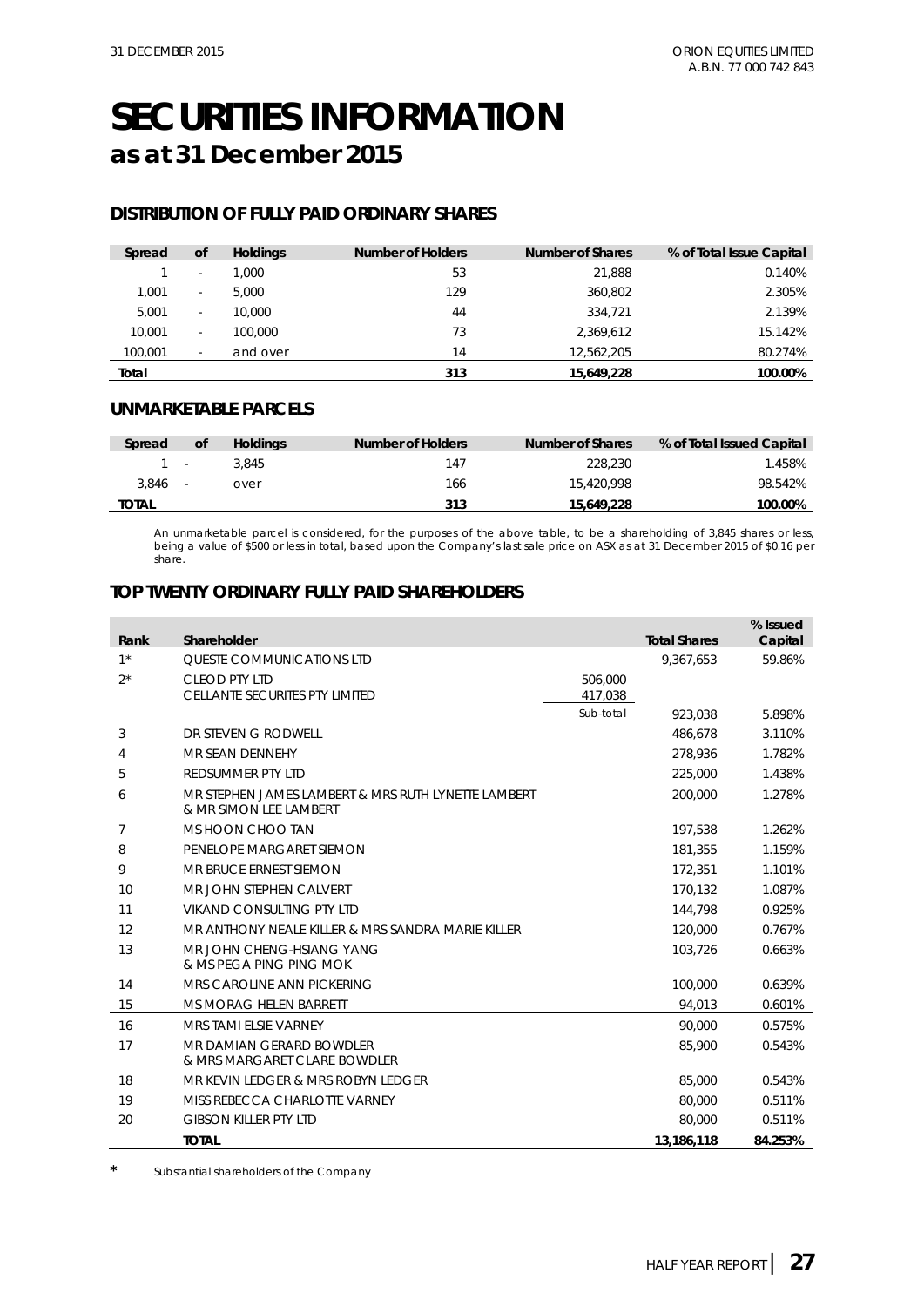# SECURITIES INFORMATION

## as at 31 December 2015

### DISTRIBUTION OF FULLY PAID ORDINARY SHARES

| Spread | of | Holdings | Number of Holders | Number of Shares | % of Total Issue Capital |
|---|---|---|---|---|---|
| 1 | - | 1,000 | 53 | 21,888 | 0.140% |
| 1,001 | - | 5,000 | 129 | 360,802 | 2.305% |
| 5,001 | - | 10,000 | 44 | 334,721 | 2.139% |
| 10,001 | - | 100,000 | 73 | 2,369,612 | 15.142% |
| 100,001 | - | and over | 14 | 12,562,205 | 80.274% |
| Total | | | 313 | 15,649,228 | 100.00% |

### UNMARKETABLE PARCELS

| Spread | of | Holdings | Number of Holders | Number of Shares | % of Total Issued Capital |
|---|---|---|---|---|---|
| 1 | - | 3,845 | 147 | 228,230 | 1.458% |
| 3,846 | - | over | 166 | 15,420,998 | 98.542% |
| TOTAL | | | 313 | 15,649,228 | 100.00% |

*An unmarketable parcel is considered, for the purposes of the above table, to be a shareholding of 3,845 shares or less, being a value of $500 or less in total, based upon the Company's last sale price on ASX as at 31 December 2015 of $0.16 per share.*

### TOP TWENTY ORDINARY FULLY PAID SHAREHOLDERS

| Rank | Shareholder | | Total Shares | % Issued Capital |
|---|---|---|---|---|
| 1* | QUESTE COMMUNICATIONS LTD | | 9,367,653 | 59.86% |
| 2* | CLEOD PTY LTD | 506,000 | | |
| | CELLANTE SECURITES PTY LIMITED | 417,038 | | |
| | | Sub-total | 923,038 | 5.898% |
| 3 | DR STEVEN G RODWELL | | 486,678 | 3.110% |
| 4 | MR SEAN DENNEHY | | 278,936 | 1.782% |
| 5 | REDSUMMER PTY LTD | | 225,000 | 1.438% |
| 6 | MR STEPHEN JAMES LAMBERT & MRS RUTH LYNETTE LAMBERT & MR SIMON LEE LAMBERT | | 200,000 | 1.278% |
| 7 | MS HOON CHOO TAN | | 197,538 | 1.262% |
| 8 | PENELOPE MARGARET SIEMON | | 181,355 | 1.159% |
| 9 | MR BRUCE ERNEST SIEMON | | 172,351 | 1.101% |
| 10 | MR JOHN STEPHEN CALVERT | | 170,132 | 1.087% |
| 11 | VIKAND CONSULTING PTY LTD | | 144,798 | 0.925% |
| 12 | MR ANTHONY NEALE KILLER & MRS SANDRA MARIE KILLER | | 120,000 | 0.767% |
| 13 | MR JOHN CHENG-HSIANG YANG & MS PEGA PING PING MOK | | 103,726 | 0.663% |
| 14 | MRS CAROLINE ANN PICKERING | | 100,000 | 0.639% |
| 15 | MS MORAG HELEN BARRETT | | 94,013 | 0.601% |
| 16 | MRS TAMI ELSIE VARNEY | | 90,000 | 0.575% |
| 17 | MR DAMIAN GERARD BOWDLER & MRS MARGARET CLARE BOWDLER | | 85,900 | 0.543% |
| 18 | MR KEVIN LEDGER & MRS ROBYN LEDGER | | 85,000 | 0.543% |
| 19 | MISS REBECCA CHARLOTTE VARNEY | | 80,000 | 0.511% |
| 20 | GIBSON KILLER PTY LTD | | 80,000 | 0.511% |
| | **TOTAL** | | **13,186,118** | **84.253%** |

\* Substantial shareholders of the Company